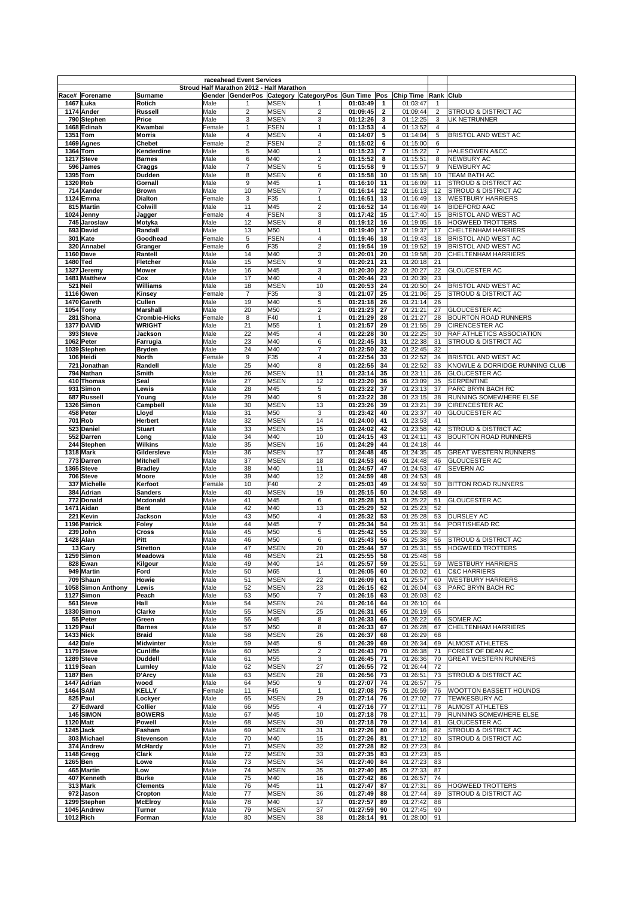raceahead Event Services

Stroud Half Marathon 2012 - Half Marathon

| Race# | Forename | Surname | Gender | GenderPos | Category | CategoryPos | Gun Time | Pos | Chip Time | Rank | Club |
|---|---|---|---|---|---|---|---|---|---|---|---|
| 1467 | Luka | Rotich | Male | 1 | MSEN | 1 | 01:03:49 | 1 | 01:03:47 | 1 | |
| 1174 | Ander | Russell | Male | 2 | MSEN | 2 | 01:09:45 | 2 | 01:09:44 | 2 | STROUD & DISTRICT AC |
| 790 | Stephen | Price | Male | 3 | MSEN | 3 | 01:12:26 | 3 | 01:12:25 | 3 | UK NETRUNNER |
| 1468 | Edinah | Kwambai | Female | 1 | FSEN | 1 | 01:13:53 | 4 | 01:13:52 | 4 | |
| 1351 | Tom | Morris | Male | 4 | MSEN | 4 | 01:14:07 | 5 | 01:14:04 | 5 | BRISTOL AND WEST AC |
| 1469 | Agnes | Chebet | Female | 2 | FSEN | 2 | 01:15:02 | 6 | 01:15:00 | 6 | |
| 1364 | Tom | Kenderdine | Male | 5 | M40 | 1 | 01:15:23 | 7 | 01:15:22 | 7 | HALESOWEN A&CC |
| 1217 | Steve | Barnes | Male | 6 | M40 | 2 | 01:15:52 | 8 | 01:15:51 | 8 | NEWBURY AC |
| 596 | James | Craggs | Male | 7 | MSEN | 5 | 01:15:58 | 9 | 01:15:57 | 9 | NEWBURY AC |
| 1395 | Tom | Dudden | Male | 8 | MSEN | 6 | 01:15:58 | 10 | 01:15:58 | 10 | TEAM BATH AC |
| 1320 | Rob | Gornall | Male | 9 | M45 | 1 | 01:16:10 | 11 | 01:16:09 | 11 | STROUD & DISTRICT AC |
| 714 | Xander | Brown | Male | 10 | MSEN | 7 | 01:16:14 | 12 | 01:16:13 | 12 | STROUD & DISTRICT AC |
| 1124 | Emma | Dialton | Female | 3 | F35 | 1 | 01:16:51 | 13 | 01:16:49 | 13 | WESTBURY HARRIERS |
| 815 | Martin | Colwill | Male | 11 | M45 | 2 | 01:16:52 | 14 | 01:16:49 | 14 | BIDEFORD AAC |
| 1024 | Jenny | Jagger | Female | 4 | FSEN | 3 | 01:17:42 | 15 | 01:17:40 | 15 | BRISTOL AND WEST AC |
| 745 | Jaroslaw | Motyka | Male | 12 | MSEN | 8 | 01:19:12 | 16 | 01:19:05 | 16 | HOGWEED TROTTERS |
| 693 | David | Randall | Male | 13 | M50 | 1 | 01:19:40 | 17 | 01:19:37 | 17 | CHELTENHAM HARRIERS |
| 301 | Kate | Goodhead | Female | 5 | FSEN | 4 | 01:19:46 | 18 | 01:19:43 | 18 | BRISTOL AND WEST AC |
| 320 | Annabel | Granger | Female | 6 | F35 | 2 | 01:19:54 | 19 | 01:19:52 | 19 | BRISTOL AND WEST AC |
| 1160 | Dave | Rantell | Male | 14 | M40 | 3 | 01:20:01 | 20 | 01:19:58 | 20 | CHELTENHAM HARRIERS |
| 1480 | Ted | Fletcher | Male | 15 | MSEN | 9 | 01:20:21 | 21 | 01:20:18 | 21 | |
| 1327 | Jeremy | Mower | Male | 16 | M45 | 3 | 01:20:30 | 22 | 01:20:27 | 22 | GLOUCESTER AC |
| 1481 | Matthew | Cox | Male | 17 | M40 | 4 | 01:20:44 | 23 | 01:20:39 | 23 | |
| 521 | Neil | Williams | Male | 18 | MSEN | 10 | 01:20:53 | 24 | 01:20:50 | 24 | BRISTOL AND WEST AC |
| 1116 | Gwen | Kinsey | Female | 7 | F35 | 3 | 01:21:07 | 25 | 01:21:06 | 25 | STROUD & DISTRICT AC |
| 1470 | Gareth | Cullen | Male | 19 | M40 | 5 | 01:21:18 | 26 | 01:21:14 | 26 | |
| 1054 | Tony | Marshall | Male | 20 | M50 | 2 | 01:21:23 | 27 | 01:21:21 | 27 | GLOUCESTER AC |
| 281 | Shona | Crombie-Hicks | Female | 8 | F40 | 1 | 01:21:29 | 28 | 01:21:27 | 28 | BOURTON ROAD RUNNERS |
| 1377 | DAVID | WRIGHT | Male | 21 | M55 | 1 | 01:21:57 | 29 | 01:21:55 | 29 | CIRENCESTER AC |
| 393 | Steve | Jackson | Male | 22 | M45 | 4 | 01:22:28 | 30 | 01:22:25 | 30 | RAF ATHLETICS ASSOCIATION |
| 1062 | Peter | Farrugia | Male | 23 | M40 | 6 | 01:22:45 | 31 | 01:22:38 | 31 | STROUD & DISTRICT AC |
| 1039 | Stephen | Bryden | Male | 24 | M40 | 7 | 01:22:50 | 32 | 01:22:45 | 32 | |
| 106 | Heidi | North | Female | 9 | F35 | 4 | 01:22:54 | 33 | 01:22:52 | 34 | BRISTOL AND WEST AC |
| 721 | Jonathan | Randell | Male | 25 | M40 | 8 | 01:22:55 | 34 | 01:22:52 | 33 | KNOWLE & DORRIDGE RUNNING CLUB |
| 794 | Nathan | Smith | Male | 26 | MSEN | 11 | 01:23:14 | 35 | 01:23:11 | 36 | GLOUCESTER AC |
| 410 | Thomas | Seal | Male | 27 | MSEN | 12 | 01:23:20 | 36 | 01:23:09 | 35 | SERPENTINE |
| 931 | Simon | Lewis | Male | 28 | M45 | 5 | 01:23:22 | 37 | 01:23:13 | 37 | PARC BRYN BACH RC |
| 687 | Russell | Young | Male | 29 | M40 | 9 | 01:23:22 | 38 | 01:23:15 | 38 | RUNNING SOMEWHERE ELSE |
| 1326 | Simon | Campbell | Male | 30 | MSEN | 13 | 01:23:26 | 39 | 01:23:21 | 39 | CIRENCESTER AC |
| 458 | Peter | Lloyd | Male | 31 | M50 | 3 | 01:23:42 | 40 | 01:23:37 | 40 | GLOUCESTER AC |
| 701 | Rob | Herbert | Male | 32 | MSEN | 14 | 01:24:00 | 41 | 01:23:53 | 41 | |
| 523 | Daniel | Stuart | Male | 33 | MSEN | 15 | 01:24:02 | 42 | 01:23:58 | 42 | STROUD & DISTRICT AC |
| 552 | Darren | Long | Male | 34 | M40 | 10 | 01:24:15 | 43 | 01:24:11 | 43 | BOURTON ROAD RUNNERS |
| 244 | Stephen | Wilkins | Male | 35 | MSEN | 16 | 01:24:29 | 44 | 01:24:18 | 44 | |
| 1318 | Mark | Gildersleve | Male | 36 | MSEN | 17 | 01:24:48 | 45 | 01:24:35 | 45 | GREAT WESTERN RUNNERS |
| 773 | Darren | Mitchell | Male | 37 | MSEN | 18 | 01:24:53 | 46 | 01:24:48 | 46 | GLOUCESTER AC |
| 1365 | Steve | Bradley | Male | 38 | M40 | 11 | 01:24:57 | 47 | 01:24:53 | 47 | SEVERN AC |
| 706 | Steve | Moore | Male | 39 | M40 | 12 | 01:24:59 | 48 | 01:24:53 | 48 | |
| 337 | Michelle | Kerfoot | Female | 10 | F40 | 2 | 01:25:03 | 49 | 01:24:59 | 50 | BITTON ROAD RUNNERS |
| 384 | Adrian | Sanders | Male | 40 | MSEN | 19 | 01:25:15 | 50 | 01:24:58 | 49 | |
| 772 | Donald | Mcdonald | Male | 41 | M45 | 6 | 01:25:28 | 51 | 01:25:22 | 51 | GLOUCESTER AC |
| 1471 | Aidan | Bent | Male | 42 | M40 | 13 | 01:25:29 | 52 | 01:25:23 | 52 | |
| 221 | Kevin | Jackson | Male | 43 | M50 | 4 | 01:25:32 | 53 | 01:25:28 | 53 | DURSLEY AC |
| 1196 | Patrick | Foley | Male | 44 | M45 | 7 | 01:25:34 | 54 | 01:25:31 | 54 | PORTISHEAD RC |
| 239 | John | Cross | Male | 45 | M50 | 5 | 01:25:42 | 55 | 01:25:39 | 57 | |
| 1428 | Alan | Pitt | Male | 46 | M50 | 6 | 01:25:43 | 56 | 01:25:38 | 56 | STROUD & DISTRICT AC |
| 13 | Gary | Stretton | Male | 47 | MSEN | 20 | 01:25:44 | 57 | 01:25:31 | 55 | HOGWEED TROTTERS |
| 1259 | Simon | Meadows | Male | 48 | MSEN | 21 | 01:25:55 | 58 | 01:25:48 | 58 | |
| 828 | Ewan | Kilgour | Male | 49 | M40 | 14 | 01:25:57 | 59 | 01:25:51 | 59 | WESTBURY HARRIERS |
| 949 | Martin | Ford | Male | 50 | M65 | 1 | 01:26:05 | 60 | 01:26:02 | 61 | C&C HARRIERS |
| 709 | Shaun | Howie | Male | 51 | MSEN | 22 | 01:26:09 | 61 | 01:25:57 | 60 | WESTBURY HARRIERS |
| 1058 | Simon Anthony | Lewis | Male | 52 | MSEN | 23 | 01:26:15 | 62 | 01:26:04 | 63 | PARC BRYN BACH RC |
| 1127 | Simon | Peach | Male | 53 | M50 | 7 | 01:26:15 | 63 | 01:26:03 | 62 | |
| 561 | Steve | Hall | Male | 54 | MSEN | 24 | 01:26:16 | 64 | 01:26:10 | 64 | |
| 1330 | Simon | Clarke | Male | 55 | MSEN | 25 | 01:26:31 | 65 | 01:26:19 | 65 | |
| 55 | Peter | Green | Male | 56 | M45 | 8 | 01:26:33 | 66 | 01:26:22 | 66 | SOMER AC |
| 1129 | Paul | Barnes | Male | 57 | M50 | 8 | 01:26:33 | 67 | 01:26:28 | 67 | CHELTENHAM HARRIERS |
| 1433 | Nick | Braid | Male | 58 | MSEN | 26 | 01:26:37 | 68 | 01:26:29 | 68 | |
| 442 | Dale | Midwinter | Male | 59 | M45 | 9 | 01:26:39 | 69 | 01:26:34 | 69 | ALMOST ATHLETES |
| 1179 | Steve | Cunliffe | Male | 60 | M55 | 2 | 01:26:43 | 70 | 01:26:38 | 71 | FOREST OF DEAN AC |
| 1289 | Steve | Duddell | Male | 61 | M55 | 3 | 01:26:45 | 71 | 01:26:36 | 70 | GREAT WESTERN RUNNERS |
| 1119 | Sean | Lumley | Male | 62 | MSEN | 27 | 01:26:55 | 72 | 01:26:44 | 72 | |
| 1187 | Ben | D'Arcy | Male | 63 | MSEN | 28 | 01:26:56 | 73 | 01:26:51 | 73 | STROUD & DISTRICT AC |
| 1447 | Adrian | wood | Male | 64 | M50 | 9 | 01:27:07 | 74 | 01:26:57 | 75 | |
| 1464 | SAM | KELLY | Female | 11 | F45 | 1 | 01:27:08 | 75 | 01:26:59 | 76 | WOOTTON BASSETT HOUNDS |
| 825 | Paul | Lockyer | Male | 65 | MSEN | 29 | 01:27:14 | 76 | 01:27:02 | 77 | TEWKESBURY AC |
| 27 | Edward | Collier | Male | 66 | M55 | 4 | 01:27:16 | 77 | 01:27:11 | 78 | ALMOST ATHLETES |
| 145 | SIMON | BOWERS | Male | 67 | M45 | 10 | 01:27:18 | 78 | 01:27:11 | 79 | RUNNING SOMEWHERE ELSE |
| 1120 | Matt | Powell | Male | 68 | MSEN | 30 | 01:27:18 | 79 | 01:27:14 | 81 | GLOUCESTER AC |
| 1245 | Jack | Fasham | Male | 69 | MSEN | 31 | 01:27:26 | 80 | 01:27:16 | 82 | STROUD & DISTRICT AC |
| 303 | Michael | Stevenson | Male | 70 | M40 | 15 | 01:27:26 | 81 | 01:27:12 | 80 | STROUD & DISTRICT AC |
| 374 | Andrew | McHardy | Male | 71 | MSEN | 32 | 01:27:28 | 82 | 01:27:23 | 84 | |
| 1148 | Gregg | Clark | Male | 72 | MSEN | 33 | 01:27:35 | 83 | 01:27:23 | 85 | |
| 1265 | Ben | Lowe | Male | 73 | MSEN | 34 | 01:27:40 | 84 | 01:27:23 | 83 | |
| 465 | Martin | Low | Male | 74 | MSEN | 35 | 01:27:40 | 85 | 01:27:33 | 87 | |
| 407 | Kenneth | Burke | Male | 75 | M40 | 16 | 01:27:42 | 86 | 01:26:57 | 74 | |
| 313 | Mark | Clements | Male | 76 | M45 | 11 | 01:27:47 | 87 | 01:27:31 | 86 | HOGWEED TROTTERS |
| 972 | Jason | Cropton | Male | 77 | MSEN | 36 | 01:27:49 | 88 | 01:27:44 | 89 | STROUD & DISTRICT AC |
| 1299 | Stephen | McElroy | Male | 78 | M40 | 17 | 01:27:57 | 89 | 01:27:42 | 88 | |
| 1045 | Andrew | Turner | Male | 79 | MSEN | 37 | 01:27:59 | 90 | 01:27:45 | 90 | |
| 1012 | Rich | Forman | Male | 80 | MSEN | 38 | 01:28:14 | 91 | 01:28:00 | 91 | |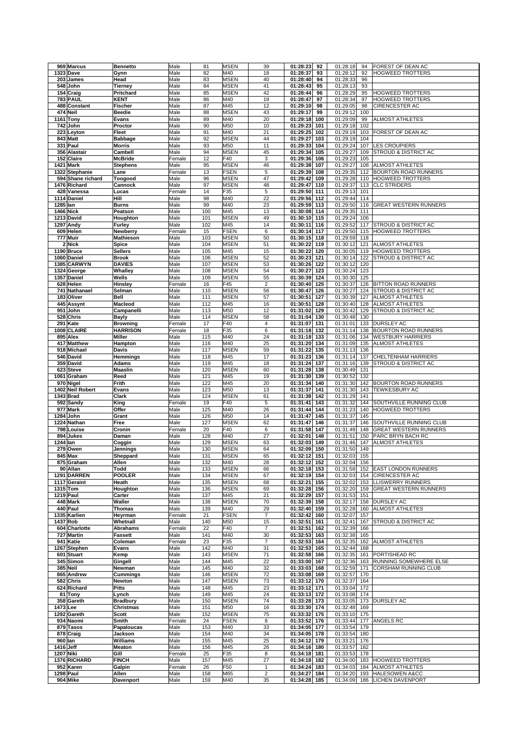| | | | | | | | | | | | |
|---|---|---|---|---|---|---|---|---|---|---|---|
| 969 | Marcus | Bennetto | Male | 81 | MSEN | 39 | 01:28:23 | 92 | 01:28:18 | 94 | FOREST OF DEAN AC |
| 1323 | Dave | Gynn | Male | 82 | M40 | 18 | 01:28:37 | 93 | 01:28:12 | 92 | HOGWEED TROTTERS |
| 203 | James | Head | Male | 83 | MSEN | 40 | 01:28:40 | 94 | 01:28:33 | 96 | |
| 548 | John | Tierney | Male | 84 | MSEN | 41 | 01:28:43 | 95 | 01:28:13 | 93 | |
| 154 | Craig | Pritchard | Male | 85 | MSEN | 42 | 01:28:44 | 96 | 01:28:29 | 95 | HOGWEED TROTTERS |
| 783 | PAUL | KENT | Male | 86 | M40 | 19 | 01:28:47 | 97 | 01:28:34 | 97 | HOGWEED TROTTERS |
| 488 | Constant | Fischer | Male | 87 | M45 | 12 | 01:29:10 | 98 | 01:29:05 | 98 | CIRENCESTER AC |
| 474 | Neil | Beedie | Male | 88 | MSEN | 43 | 01:29:17 | 99 | 01:29:12 | 100 | |
| 1161 | Tony | Evans | Male | 89 | M40 | 20 | 01:29:18 | 100 | 01:29:09 | 99 | ALMOST ATHLETES |
| 742 | John | Proctor | Male | 90 | M50 | 10 | 01:29:23 | 101 | 01:29:18 | 102 | |
| 223 | Leyton | Fleet | Male | 91 | M40 | 21 | 01:29:25 | 102 | 01:29:19 | 103 | FOREST OF DEAN AC |
| 843 | Matt | Babbage | Male | 92 | MSEN | 44 | 01:29:27 | 103 | 01:29:19 | 104 | |
| 331 | Paul | Morris | Male | 93 | M50 | 11 | 01:29:33 | 104 | 01:29:24 | 107 | LES CROUPIERS |
| 356 | Alastair | Cambell | Male | 94 | MSEN | 45 | 01:29:34 | 105 | 01:29:27 | 109 | STROUD & DISTRICT AC |
| 152 | Claire | McBride | Female | 12 | F40 | 3 | 01:29:36 | 106 | 01:29:23 | 105 | |
| 1421 | Mark | Stephens | Male | 95 | MSEN | 46 | 01:29:38 | 107 | 01:29:27 | 108 | ALMOST ATHLETES |
| 1322 | Stephanie | Lane | Female | 13 | FSEN | 5 | 01:29:39 | 108 | 01:29:35 | 112 | BOURTON ROAD RUNNERS |
| 594 | Shane richard | Toogood | Male | 96 | MSEN | 47 | 01:29:42 | 109 | 01:29:28 | 110 | HOGWEED TROTTERS |
| 1476 | Richard | Cannock | Male | 97 | MSEN | 48 | 01:29:47 | 110 | 01:29:37 | 113 | CLC STRIDERS |
| 428 | Vanessa | Lucas | Female | 14 | F35 | 5 | 01:29:50 | 111 | 01:29:13 | 101 | |
| 1114 | Daniel | Hill | Male | 98 | MSEN | 22 | 01:29:56 | 112 | 01:29:44 | 114 | |
| 1285 | Ian | Burns | Male | 99 | M40 | 23 | 01:29:59 | 113 | 01:29:50 | 116 | GREAT WESTERN RUNNERS |
| 1466 | Nick | Peatson | Male | 100 | M45 | 13 | 01:30:08 | 114 | 01:29:35 | 111 | |
| 1213 | David | Houghton | Male | 101 | MSEN | 49 | 01:30:10 | 115 | 01:29:24 | 106 | |
| 1297 | Andy | Furley | Male | 102 | M45 | 14 | 01:30:11 | 116 | 01:29:52 | 117 | STROUD & DISTRICT AC |
| 609 | Helen | Newberry | Female | 15 | FSEN | 6 | 01:30:14 | 117 | 01:29:50 | 115 | HOGWEED TROTTERS |
| 777 | Muir | Mathieson | Male | 103 | MSEN | 50 | 01:30:15 | 118 | 01:29:59 | 118 | |
| 2 | Nick | Spice | Male | 104 | MSEN | 51 | 01:30:22 | 119 | 01:30:12 | 121 | ALMOST ATHLETES |
| 1190 | Bruce | Sellers | Male | 105 | M45 | 15 | 01:30:22 | 120 | 01:30:05 | 119 | HOGWEED TROTTERS |
| 1060 | Daniel | Brook | Male | 106 | MSEN | 52 | 01:30:23 | 121 | 01:30:14 | 122 | STROUD & DISTRICT AC |
| 1385 | CARWYN | DAVIES | Male | 107 | MSEN | 53 | 01:30:26 | 122 | 01:30:12 | 120 | |
| 1324 | George | Whalley | Male | 108 | MSEN | 54 | 01:30:27 | 123 | 01:30:24 | 123 | |
| 1357 | Daniel | Wells | Male | 109 | MSEN | 55 | 01:30:39 | 124 | 01:30:30 | 125 | |
| 628 | Helen | Hinsley | Female | 16 | F45 | 2 | 01:30:40 | 125 | 01:30:37 | 126 | BITTON ROAD RUNNERS |
| 741 | Nathanael | Selman | Male | 110 | MSEN | 56 | 01:30:47 | 126 | 01:30:27 | 124 | STROUD & DISTRICT AC |
| 183 | Oliver | Bell | Male | 111 | MSEN | 57 | 01:30:51 | 127 | 01:30:39 | 127 | ALMOST ATHLETES |
| 445 | Assynt | Macleod | Male | 112 | M45 | 16 | 01:30:51 | 128 | 01:30:40 | 128 | ALMOST ATHLETES |
| 951 | John | Campanelli | Male | 113 | M50 | 12 | 01:31:02 | 129 | 01:30:42 | 129 | STROUD & DISTRICT AC |
| 528 | Chris | Bayly | Male | 114 | MSEN | 58 | 01:31:04 | 130 | 01:30:48 | 130 | |
| 291 | Kate | Browning | Female | 17 | F40 | 4 | 01:31:07 | 131 | 01:31:01 | 133 | DURSLEY AC |
| 1008 | CLAIRE | HARRISON | Female | 18 | F35 | 6 | 01:31:18 | 132 | 01:31:14 | 138 | BOURTON ROAD RUNNERS |
| 895 | Alex | Miller | Male | 115 | M40 | 24 | 01:31:18 | 133 | 01:31:06 | 134 | WESTBURY HARRIERS |
| 417 | Matthew | Hampton | Male | 116 | M40 | 25 | 01:31:20 | 134 | 01:31:09 | 135 | ALMOST ATHLETES |
| 918 | Michael | Davis | Male | 117 | MSEN | 59 | 01:31:22 | 135 | 01:31:13 | 136 | |
| 546 | David | Hemmings | Male | 118 | M45 | 17 | 01:31:23 | 136 | 01:31:14 | 137 | CHELTENHAM HARRIERS |
| 359 | David | Adams | Male | 119 | M45 | 18 | 01:31:24 | 137 | 01:31:16 | 139 | STROUD & DISTRICT AC |
| 623 | Steve | Maaslin | Male | 120 | MSEN | 60 | 01:31:28 | 138 | 01:30:49 | 131 | |
| 1061 | Graham | Reed | Male | 121 | M45 | 19 | 01:31:30 | 139 | 01:30:52 | 132 | |
| 970 | Nigel | Frith | Male | 122 | M45 | 20 | 01:31:34 | 140 | 01:31:30 | 142 | BOURTON ROAD RUNNERS |
| 1402 | Neil Robert | Evans | Male | 123 | M50 | 13 | 01:31:37 | 141 | 01:31:30 | 143 | TEWKESBURY AC |
| 1343 | Brad | Clark | Male | 124 | MSEN | 61 | 01:31:38 | 142 | 01:31:29 | 141 | |
| 592 | Sandy | King | Female | 19 | F40 | 5 | 01:31:41 | 143 | 01:31:32 | 144 | SOUTHVILLE RUNNING CLUB |
| 977 | Mark | Offer | Male | 125 | M40 | 26 | 01:31:44 | 144 | 01:31:23 | 140 | HOGWEED TROTTERS |
| 1284 | John | Grant | Male | 126 | M50 | 14 | 01:31:47 | 145 | 01:31:37 | 145 | |
| 1224 | Nathan | Free | Male | 127 | MSEN | 62 | 01:31:47 | 146 | 01:31:37 | 146 | SOUTHVILLE RUNNING CLUB |
| 798 | Louise | Cronin | Female | 20 | F40 | 6 | 01:31:58 | 147 | 01:31:49 | 148 | GREAT WESTERN RUNNERS |
| 894 | Jukes | Daman | Male | 128 | M40 | 27 | 01:32:01 | 148 | 01:31:51 | 150 | PARC BRYN BACH RC |
| 1244 | Ian | Coggin | Male | 129 | MSEN | 63 | 01:32:03 | 149 | 01:31:46 | 147 | ALMOST ATHLETES |
| 279 | Owen | Jennings | Male | 130 | MSEN | 64 | 01:32:09 | 150 | 01:31:50 | 149 | |
| 845 | Max | Sheppard | Male | 131 | MSEN | 65 | 01:32:12 | 151 | 01:32:03 | 155 | |
| 875 | Graham | Allen | Male | 132 | M40 | 28 | 01:32:12 | 152 | 01:32:04 | 156 | |
| 90 | Allan | Todd | Male | 133 | MSEN | 66 | 01:32:18 | 153 | 01:31:58 | 152 | EAST LONDON RUNNERS |
| 1291 | DARREN | POOLER | Male | 134 | MSEN | 67 | 01:32:19 | 154 | 01:32:03 | 154 | CIRENCESTER AC |
| 1117 | Geraint | Heath | Male | 135 | MSEN | 68 | 01:32:21 | 155 | 01:32:02 | 153 | LLISWERRY RUNNERS |
| 1315 | Tom | Houghton | Male | 136 | MSEN | 69 | 01:32:28 | 156 | 01:32:20 | 159 | GREAT WESTERN RUNNERS |
| 1219 | Paul | Carter | Male | 137 | M45 | 21 | 01:32:29 | 157 | 01:31:53 | 151 | |
| 448 | Mark | Waller | Male | 138 | MSEN | 70 | 01:32:39 | 158 | 01:32:17 | 158 | DURSLEY AC |
| 440 | Paul | Thomas | Male | 139 | M40 | 29 | 01:32:40 | 159 | 01:32:28 | 160 | ALMOST ATHLETES |
| 1335 | Karlien | Heyrman | Female | 21 | FSEN | 7 | 01:32:42 | 160 | 01:32:07 | 157 | |
| 1437 | Rob | Whetnall | Male | 140 | M50 | 15 | 01:32:51 | 161 | 01:32:41 | 167 | STROUD & DISTRICT AC |
| 604 | Charlotte | Abrahams | Female | 22 | F40 | 7 | 01:32:51 | 162 | 01:32:39 | 166 | |
| 727 | Martin | Fassett | Male | 141 | M40 | 30 | 01:32:53 | 163 | 01:32:38 | 165 | |
| 941 | Katie | Coleman | Female | 23 | F35 | 7 | 01:32:53 | 164 | 01:32:35 | 162 | ALMOST ATHLETES |
| 1267 | Stephen | Evans | Male | 142 | M40 | 31 | 01:32:53 | 165 | 01:32:44 | 168 | |
| 601 | Stuart | Kemp | Male | 143 | MSEN | 71 | 01:32:58 | 166 | 01:32:35 | 161 | PORTISHEAD RC |
| 345 | Simon | Gingell | Male | 144 | M45 | 22 | 01:33:00 | 167 | 01:32:36 | 163 | RUNNING SOMEWHERE ELSE |
| 385 | Neil | Newman | Male | 145 | M40 | 32 | 01:33:03 | 168 | 01:32:59 | 171 | CORSHAM RUNNING CLUB |
| 865 | Andrew | Cummings | Male | 146 | MSEN | 72 | 01:33:08 | 169 | 01:32:57 | 170 | |
| 582 | Chris | Newton | Male | 147 | MSEN | 73 | 01:33:12 | 170 | 01:32:37 | 164 | |
| 624 | Richard | Pitts | Male | 148 | M45 | 23 | 01:33:12 | 171 | 01:33:04 | 172 | |
| 81 | Tony | Lynch | Male | 149 | M45 | 24 | 01:33:13 | 172 | 01:33:08 | 174 | |
| 358 | Gareth | Bradbury | Male | 150 | MSEN | 74 | 01:33:28 | 173 | 01:33:05 | 173 | DURSLEY AC |
| 1473 | Lee | Christmas | Male | 151 | M50 | 16 | 01:33:30 | 174 | 01:32:48 | 169 | |
| 1292 | Gareth | Scott | Male | 152 | MSEN | 75 | 01:33:32 | 175 | 01:33:10 | 175 | |
| 934 | Naomi | Smith | Female | 24 | FSEN | 8 | 01:33:52 | 176 | 01:33:44 | 177 | ANGELS RC |
| 879 | Tasos | Papaloucas | Male | 153 | M40 | 33 | 01:34:05 | 177 | 01:33:54 | 179 | |
| 878 | Craig | Jackson | Male | 154 | M40 | 34 | 01:34:05 | 178 | 01:33:54 | 180 | |
| 960 | Ian | Williams | Male | 155 | M45 | 25 | 01:34:12 | 179 | 01:33:21 | 176 | |
| 1416 | Jeff | Meaton | Male | 156 | M45 | 26 | 01:34:16 | 180 | 01:33:57 | 182 | |
| 1207 | Niki | Gill | Female | 25 | F35 | 8 | 01:34:18 | 181 | 01:33:53 | 178 | |
| 1376 | RICHARD | FINCH | Male | 157 | M45 | 27 | 01:34:18 | 182 | 01:34:00 | 183 | HOGWEED TROTTERS |
| 952 | Karen | Galpin | Female | 26 | F50 | 1 | 01:34:24 | 183 | 01:34:03 | 184 | ALMOST ATHLETES |
| 1298 | Paul | Allen | Male | 158 | M65 | 2 | 01:34:27 | 184 | 01:34:20 | 193 | HALESOWEN A&CC |
| 904 | Mike | Davenport | Male | 159 | M40 | 35 | 01:34:28 | 185 | 01:34:09 | 186 | LICHEN DAVENPORT |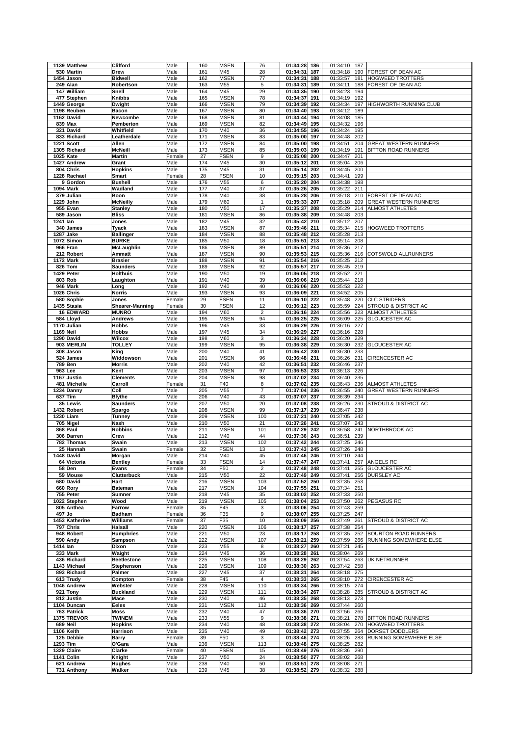| | | | | | | | | | | | | |
|---|---|---|---|---|---|---|---|---|---|---|---|---|
| 1139 | Matthew | Clifford | Male | 160 | MSEN | 76 | 01:34:28 | 186 | 01:34:10 | 187 | |
| 530 | Martin | Drew | Male | 161 | M45 | 28 | 01:34:31 | 187 | 01:34:18 | 190 | FOREST OF DEAN AC |
| 1454 | Jason | Bidwell | Male | 162 | MSEN | 77 | 01:34:31 | 188 | 01:33:57 | 181 | HOGWEED TROTTERS |
| 249 | Alan | Robertson | Male | 163 | M55 | 5 | 01:34:31 | 189 | 01:34:11 | 188 | FOREST OF DEAN AC |
| 147 | William | Snell | Male | 164 | M45 | 29 | 01:34:35 | 190 | 01:34:23 | 194 | |
| 477 | Stephen | Knibbs | Male | 165 | MSEN | 78 | 01:34:37 | 191 | 01:34:19 | 192 | |
| 1449 | George | Dwight | Male | 166 | MSEN | 79 | 01:34:39 | 192 | 01:34:34 | 197 | HIGHWORTH RUNNING CLUB |
| 1198 | Reuben | Bacon | Male | 167 | MSEN | 80 | 01:34:40 | 193 | 01:34:12 | 189 | |
| 1162 | David | Newcombe | Male | 168 | MSEN | 81 | 01:34:44 | 194 | 01:34:08 | 185 | |
| 839 | Max | Pemberton | Male | 169 | MSEN | 82 | 01:34:49 | 195 | 01:34:32 | 196 | |
| 321 | David | Whitfield | Male | 170 | M40 | 36 | 01:34:55 | 196 | 01:34:24 | 195 | |
| 833 | Richard | Leatherdale | Male | 171 | MSEN | 83 | 01:35:00 | 197 | 01:34:48 | 202 | |
| 1221 | Scott | Allen | Male | 172 | MSEN | 84 | 01:35:00 | 198 | 01:34:51 | 204 | GREAT WESTERN RUNNERS |
| 1305 | Richard | McNeill | Male | 173 | MSEN | 85 | 01:35:03 | 199 | 01:34:19 | 191 | BITTON ROAD RUNNERS |
| 1025 | Kate | Martin | Female | 27 | FSEN | 9 | 01:35:08 | 200 | 01:34:47 | 201 | |
| 1427 | Andrew | Grant | Male | 174 | M45 | 30 | 01:35:12 | 201 | 01:35:04 | 206 | |
| 804 | Chris | Hopkins | Male | 175 | M45 | 31 | 01:35:14 | 202 | 01:34:45 | 200 | |
| 1228 | Rachael | Smart | Female | 28 | FSEN | 10 | 01:35:15 | 203 | 01:34:41 | 199 | |
| 9 | Gordon | Bushell | Male | 176 | M55 | 6 | 01:35:20 | 204 | 01:34:38 | 198 | |
| 1094 | Mark | Wadland | Male | 177 | M40 | 37 | 01:35:26 | 205 | 01:35:22 | 211 | |
| 379 | Julian | Boon | Male | 178 | M40 | 38 | 01:35:28 | 206 | 01:35:18 | 210 | FOREST OF DEAN AC |
| 1229 | John | McNeilly | Male | 179 | M60 | 1 | 01:35:33 | 207 | 01:35:18 | 209 | GREAT WESTERN RUNNERS |
| 955 | Evan | Stanley | Male | 180 | M50 | 17 | 01:35:37 | 208 | 01:35:29 | 214 | ALMOST ATHLETES |
| 589 | Jason | Bliss | Male | 181 | MSEN | 86 | 01:35:38 | 209 | 01:34:48 | 203 | |
| 1241 | Ian | Jones | Male | 182 | M45 | 32 | 01:35:42 | 210 | 01:35:12 | 207 | |
| 340 | James | Tyack | Male | 183 | MSEN | 87 | 01:35:46 | 211 | 01:35:34 | 215 | HOGWEED TROTTERS |
| 1287 | Jake | Ballinger | Male | 184 | MSEN | 88 | 01:35:48 | 212 | 01:35:28 | 213 | |
| 1072 | Simon | BURKE | Male | 185 | M50 | 18 | 01:35:51 | 213 | 01:35:14 | 208 | |
| 966 | Fran | McLaughlin | Male | 186 | MSEN | 89 | 01:35:51 | 214 | 01:35:36 | 217 | |
| 212 | Robert | Ammatt | Male | 187 | MSEN | 90 | 01:35:53 | 215 | 01:35:36 | 216 | COTSWOLD ALLRUNNERS |
| 1172 | Mark | Brasier | Male | 188 | MSEN | 91 | 01:35:54 | 216 | 01:35:25 | 212 | |
| 826 | Tom | Saunders | Male | 189 | MSEN | 92 | 01:35:57 | 217 | 01:35:45 | 219 | |
| 1429 | Peter | Holthuis | Male | 190 | M50 | 19 | 01:36:05 | 218 | 01:35:52 | 221 | |
| 803 | Rob | Laughton | Male | 191 | M40 | 39 | 01:36:06 | 219 | 01:35:44 | 218 | |
| 946 | Mark | Long | Male | 192 | M40 | 40 | 01:36:06 | 220 | 01:35:53 | 222 | |
| 1026 | Chris | Norris | Male | 193 | MSEN | 93 | 01:36:09 | 221 | 01:34:52 | 205 | |
| 580 | Sophie | Jones | Female | 29 | FSEN | 11 | 01:36:10 | 222 | 01:35:48 | 220 | CLC STRIDERS |
| 1435 | Stasia | Shearer-Manning | Female | 30 | FSEN | 12 | 01:36:12 | 223 | 01:35:59 | 224 | STROUD & DISTRICT AC |
| 16 | EDWARD | MUNRO | Male | 194 | M60 | 2 | 01:36:16 | 224 | 01:35:56 | 223 | ALMOST ATHLETES |
| 584 | Lloyd | Andrews | Male | 195 | MSEN | 94 | 01:36:25 | 225 | 01:36:09 | 225 | GLOUCESTER AC |
| 1170 | Julian | Hobbs | Male | 196 | M45 | 33 | 01:36:29 | 226 | 01:36:16 | 227 | |
| 1169 | Neil | Hobbs | Male | 197 | M45 | 34 | 01:36:29 | 227 | 01:36:16 | 228 | |
| 1290 | David | Wilcox | Male | 198 | M60 | 3 | 01:36:34 | 228 | 01:36:20 | 229 | |
| 903 | MERLIN | TOLLEY | Male | 199 | MSEN | 95 | 01:36:38 | 229 | 01:36:30 | 232 | GLOUCESTER AC |
| 308 | Jason | King | Male | 200 | M40 | 41 | 01:36:42 | 230 | 01:36:30 | 233 | |
| 524 | James | Widdowson | Male | 201 | MSEN | 96 | 01:36:48 | 231 | 01:36:26 | 231 | CIRENCESTER AC |
| 789 | Ben | Morris | Male | 202 | M40 | 42 | 01:36:51 | 232 | 01:36:46 | 237 | |
| 963 | Lee | Kent | Male | 203 | MSEN | 97 | 01:36:53 | 233 | 01:36:13 | 226 | |
| 1167 | Justin | Clements | Male | 204 | MSEN | 98 | 01:37:02 | 234 | 01:36:40 | 235 | |
| 481 | Michelle | Carroll | Female | 31 | F40 | 8 | 01:37:02 | 235 | 01:36:43 | 236 | ALMOST ATHLETES |
| 1234 | Danny | Coll | Male | 205 | M55 | 7 | 01:37:04 | 236 | 01:36:55 | 240 | GREAT WESTERN RUNNERS |
| 637 | Tim | Blythe | Male | 206 | M40 | 43 | 01:37:07 | 237 | 01:36:39 | 234 | |
| 35 | Lewis | Saunders | Male | 207 | M50 | 20 | 01:37:08 | 238 | 01:36:26 | 230 | STROUD & DISTRICT AC |
| 1432 | Robert | Spargo | Male | 208 | MSEN | 99 | 01:37:17 | 239 | 01:36:47 | 238 | |
| 1230 | Liam | Tunney | Male | 209 | MSEN | 100 | 01:37:21 | 240 | 01:37:05 | 242 | |
| 705 | Nigel | Nash | Male | 210 | M50 | 21 | 01:37:26 | 241 | 01:37:07 | 243 | |
| 868 | Paul | Robbins | Male | 211 | MSEN | 101 | 01:37:29 | 242 | 01:36:58 | 241 | NORTHBROOK AC |
| 306 | Darren | Crew | Male | 212 | M40 | 44 | 01:37:36 | 243 | 01:36:51 | 239 | |
| 782 | Thomas | Swain | Male | 213 | MSEN | 102 | 01:37:42 | 244 | 01:37:25 | 246 | |
| 25 | Hannah | Swain | Female | 32 | FSEN | 13 | 01:37:43 | 245 | 01:37:26 | 248 | |
| 1448 | David | Morgan | Male | 214 | M40 | 45 | 01:37:46 | 246 | 01:37:10 | 244 | |
| 64 | Victoria | Bentley | Female | 33 | FSEN | 14 | 01:37:47 | 247 | 01:37:41 | 257 | ANGELS RC |
| 58 | Den | Evans | Female | 34 | F50 | 2 | 01:37:48 | 248 | 01:37:41 | 255 | GLOUCESTER AC |
| 59 | Mouse | Clutterbuck | Male | 215 | M50 | 22 | 01:37:49 | 249 | 01:37:41 | 256 | DURSLEY AC |
| 680 | David | Hart | Male | 216 | MSEN | 103 | 01:37:52 | 250 | 01:37:35 | 253 | |
| 660 | Rory | Bateman | Male | 217 | MSEN | 104 | 01:37:55 | 251 | 01:37:34 | 251 | |
| 755 | Peter | Sumner | Male | 218 | M45 | 35 | 01:38:02 | 252 | 01:37:33 | 250 | |
| 1022 | Stephen | Wood | Male | 219 | MSEN | 105 | 01:38:04 | 253 | 01:37:50 | 262 | PEGASUS RC |
| 805 | Anthea | Farrow | Female | 35 | F45 | 3 | 01:38:06 | 254 | 01:37:43 | 259 | |
| 497 | Jo | Badham | Female | 36 | F35 | 9 | 01:38:07 | 255 | 01:37:25 | 247 | |
| 1453 | Katherine | Williams | Female | 37 | F35 | 10 | 01:38:09 | 256 | 01:37:49 | 261 | STROUD & DISTRICT AC |
| 797 | Chris | Halsall | Male | 220 | MSEN | 106 | 01:38:17 | 257 | 01:37:38 | 254 | |
| 948 | Robert | Humphries | Male | 221 | M50 | 23 | 01:38:17 | 258 | 01:37:35 | 252 | BOURTON ROAD RUNNERS |
| 590 | Andy | Sampson | Male | 222 | MSEN | 107 | 01:38:21 | 259 | 01:37:59 | 266 | RUNNING SOMEWHERE ELSE |
| 1414 | Ian | Dixon | Male | 223 | M55 | 8 | 01:38:27 | 260 | 01:37:21 | 245 | |
| 333 | Mark | Waight | Male | 224 | M45 | 36 | 01:38:28 | 261 | 01:38:04 | 269 | |
| 436 | Richard | Beetlestone | Male | 225 | MSEN | 108 | 01:38:29 | 262 | 01:37:54 | 263 | UK NETRUNNER |
| 1143 | Michael | Stephenson | Male | 226 | MSEN | 109 | 01:38:30 | 263 | 01:37:42 | 258 | |
| 893 | Richard | Palmer | Male | 227 | M45 | 37 | 01:38:31 | 264 | 01:38:18 | 275 | |
| 613 | Trudy | Compton | Female | 38 | F45 | 4 | 01:38:33 | 265 | 01:38:10 | 272 | CIRENCESTER AC |
| 1046 | Andrew | Webster | Male | 228 | MSEN | 110 | 01:38:34 | 266 | 01:38:15 | 274 | |
| 921 | Tony | Buckland | Male | 229 | MSEN | 111 | 01:38:34 | 267 | 01:38:28 | 285 | STROUD & DISTRICT AC |
| 812 | Justin | Mace | Male | 230 | M40 | 46 | 01:38:35 | 268 | 01:38:13 | 273 | |
| 1104 | Duncan | Eeles | Male | 231 | MSEN | 112 | 01:38:36 | 269 | 01:37:44 | 260 | |
| 763 | Patrick | Moss | Male | 232 | M40 | 47 | 01:38:36 | 270 | 01:37:56 | 265 | |
| 1375 | TREVOR | TWINEM | Male | 233 | M55 | 9 | 01:38:38 | 271 | 01:38:21 | 278 | BITTON ROAD RUNNERS |
| 689 | Neil | Hopkins | Male | 234 | M40 | 48 | 01:38:38 | 272 | 01:38:04 | 270 | HOGWEED TROTTERS |
| 1106 | Keith | Harrison | Male | 235 | M40 | 49 | 01:38:42 | 273 | 01:37:55 | 264 | DORSET DODDLERS |
| 125 | Debbie | Barry | Female | 39 | F50 | 3 | 01:38:46 | 274 | 01:38:26 | 283 | RUNNING SOMEWHERE ELSE |
| 1293 | Tim | O'Gara | Male | 236 | MSEN | 113 | 01:38:48 | 275 | 01:38:25 | 282 | |
| 1329 | Claire | Clarke | Female | 40 | FSEN | 15 | 01:38:49 | 276 | 01:38:36 | 290 | |
| 1141 | Colin | Knight | Male | 237 | M50 | 24 | 01:38:50 | 277 | 01:38:02 | 268 | |
| 621 | Andrew | Hughes | Male | 238 | M40 | 50 | 01:38:51 | 278 | 01:38:08 | 271 | |
| 731 | Anthony | Walker | Male | 239 | M45 | 38 | 01:38:52 | 279 | 01:38:32 | 288 | |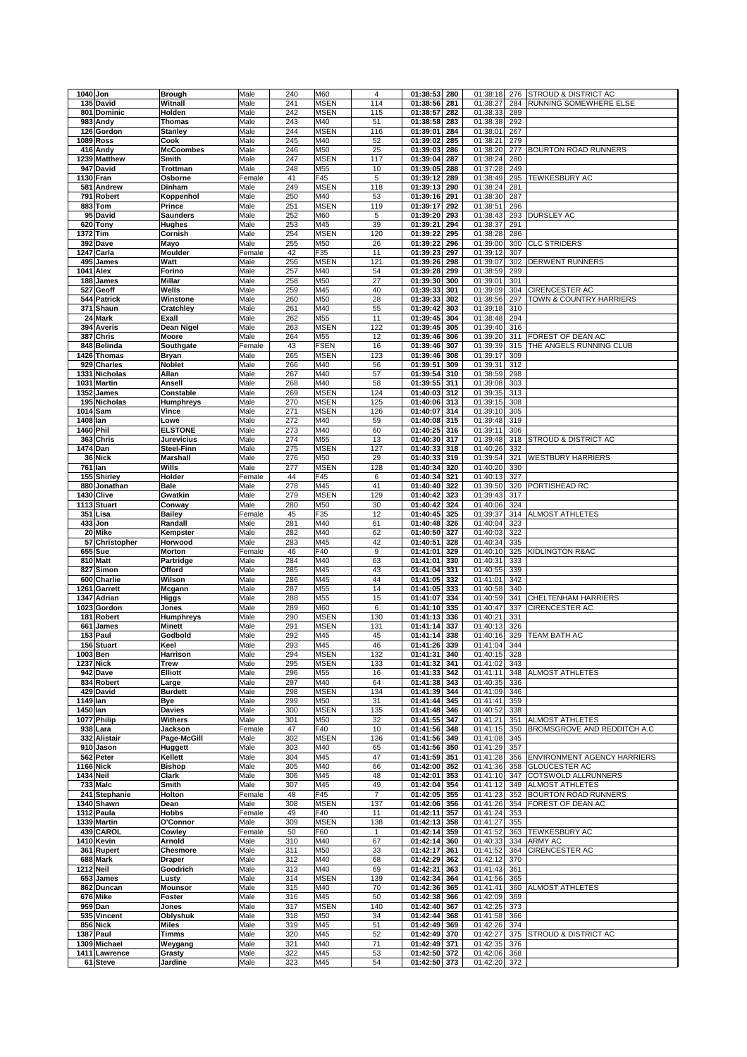| | | | | | | | | | | | | |
|---|---|---|---|---|---|---|---|---|---|---|---|---|
| 1040 | Jon | Brough | Male | 240 | M60 | 4 | 01:38:53 | 280 | 01:38:18 | 276 | STROUD & DISTRICT AC |
| 135 | David | Witnall | Male | 241 | MSEN | 114 | 01:38:56 | 281 | 01:38:27 | 284 | RUNNING SOMEWHERE ELSE |
| 801 | Dominic | Holden | Male | 242 | MSEN | 115 | 01:38:57 | 282 | 01:38:33 | 289 | |
| 983 | Andy | Thomas | Male | 243 | M40 | 51 | 01:38:58 | 283 | 01:38:38 | 292 | |
| 126 | Gordon | Stanley | Male | 244 | MSEN | 116 | 01:39:01 | 284 | 01:38:01 | 267 | |
| 1089 | Ross | Cook | Male | 245 | M40 | 52 | 01:39:02 | 285 | 01:38:21 | 279 | |
| 416 | Andy | McCoombes | Male | 246 | M50 | 25 | 01:39:03 | 286 | 01:38:20 | 277 | BOURTON ROAD RUNNERS |
| 1239 | Matthew | Smith | Male | 247 | MSEN | 117 | 01:39:04 | 287 | 01:38:24 | 280 | |
| 947 | David | Trottman | Male | 248 | M55 | 10 | 01:39:05 | 288 | 01:37:28 | 249 | |
| 1130 | Fran | Osborne | Female | 41 | F45 | 5 | 01:39:12 | 289 | 01:38:49 | 295 | TEWKESBURY AC |
| 581 | Andrew | Dinham | Male | 249 | MSEN | 118 | 01:39:13 | 290 | 01:38:24 | 281 | |
| 791 | Robert | Koppenhol | Male | 250 | M40 | 53 | 01:39:16 | 291 | 01:38:30 | 287 | |
| 883 | Tom | Prince | Male | 251 | MSEN | 119 | 01:39:17 | 292 | 01:38:51 | 296 | |
| 95 | David | Saunders | Male | 252 | M60 | 5 | 01:39:20 | 293 | 01:38:43 | 293 | DURSLEY AC |
| 620 | Tony | Hughes | Male | 253 | M45 | 39 | 01:39:21 | 294 | 01:38:37 | 291 | |
| 1372 | Tim | Cornish | Male | 254 | MSEN | 120 | 01:39:22 | 295 | 01:38:28 | 286 | |
| 392 | Dave | Mayo | Male | 255 | M50 | 26 | 01:39:22 | 296 | 01:39:00 | 300 | CLC STRIDERS |
| 1247 | Carla | Moulder | Female | 42 | F35 | 11 | 01:39:23 | 297 | 01:39:12 | 307 | |
| 495 | James | Watt | Male | 256 | MSEN | 121 | 01:39:26 | 298 | 01:39:07 | 302 | DERWENT RUNNERS |
| 1041 | Alex | Forino | Male | 257 | M40 | 54 | 01:39:28 | 299 | 01:38:59 | 299 | |
| 188 | James | Millar | Male | 258 | M50 | 27 | 01:39:30 | 300 | 01:39:01 | 301 | |
| 527 | Geoff | Wells | Male | 259 | M45 | 40 | 01:39:33 | 301 | 01:39:09 | 304 | CIRENCESTER AC |
| 544 | Patrick | Winstone | Male | 260 | M50 | 28 | 01:39:33 | 302 | 01:38:56 | 297 | TOWN & COUNTRY HARRIERS |
| 371 | Shaun | Cratchley | Male | 261 | M40 | 55 | 01:39:42 | 303 | 01:39:18 | 310 | |
| 24 | Mark | Exall | Male | 262 | M55 | 11 | 01:39:45 | 304 | 01:38:48 | 294 | |
| 394 | Averis | Dean Nigel | Male | 263 | MSEN | 122 | 01:39:45 | 305 | 01:39:40 | 316 | |
| 387 | Chris | Moore | Male | 264 | M55 | 12 | 01:39:46 | 306 | 01:39:20 | 311 | FOREST OF DEAN AC |
| 848 | Belinda | Southgate | Female | 43 | FSEN | 16 | 01:39:46 | 307 | 01:39:39 | 315 | THE ANGELS RUNNING CLUB |
| 1426 | Thomas | Bryan | Male | 265 | MSEN | 123 | 01:39:46 | 308 | 01:39:17 | 309 | |
| 929 | Charles | Noblet | Male | 266 | M40 | 56 | 01:39:51 | 309 | 01:39:31 | 312 | |
| 1331 | Nicholas | Allan | Male | 267 | M40 | 57 | 01:39:54 | 310 | 01:38:59 | 298 | |
| 1031 | Martin | Ansell | Male | 268 | M40 | 58 | 01:39:55 | 311 | 01:39:08 | 303 | |
| 1352 | James | Constable | Male | 269 | MSEN | 124 | 01:40:03 | 312 | 01:39:35 | 313 | |
| 195 | Nicholas | Humphreys | Male | 270 | MSEN | 125 | 01:40:06 | 313 | 01:39:15 | 308 | |
| 1014 | Sam | Vince | Male | 271 | MSEN | 126 | 01:40:07 | 314 | 01:39:10 | 305 | |
| 1408 | Ian | Lowe | Male | 272 | M40 | 59 | 01:40:08 | 315 | 01:39:48 | 319 | |
| 1460 | Phil | ELSTONE | Male | 273 | M40 | 60 | 01:40:25 | 316 | 01:39:11 | 306 | |
| 363 | Chris | Jurevicius | Male | 274 | M55 | 13 | 01:40:30 | 317 | 01:39:48 | 318 | STROUD & DISTRICT AC |
| 1474 | Dan | Steel-Finn | Male | 275 | MSEN | 127 | 01:40:33 | 318 | 01:40:26 | 332 | |
| 36 | Nick | Marshall | Male | 276 | M50 | 29 | 01:40:33 | 319 | 01:39:54 | 321 | WESTBURY HARRIERS |
| 761 | Ian | Wills | Male | 277 | MSEN | 128 | 01:40:34 | 320 | 01:40:20 | 330 | |
| 155 | Shirley | Holder | Female | 44 | F45 | 6 | 01:40:34 | 321 | 01:40:13 | 327 | |
| 880 | Jonathan | Bale | Male | 278 | M45 | 41 | 01:40:40 | 322 | 01:39:50 | 320 | PORTISHEAD RC |
| 1430 | Clive | Gwatkin | Male | 279 | MSEN | 129 | 01:40:42 | 323 | 01:39:43 | 317 | |
| 1113 | Stuart | Conway | Male | 280 | M50 | 30 | 01:40:42 | 324 | 01:40:06 | 324 | |
| 351 | Lisa | Bailey | Female | 45 | F35 | 12 | 01:40:45 | 325 | 01:39:37 | 314 | ALMOST ATHLETES |
| 433 | Jon | Randall | Male | 281 | M40 | 61 | 01:40:48 | 326 | 01:40:04 | 323 | |
| 20 | Mike | Kempster | Male | 282 | M40 | 62 | 01:40:50 | 327 | 01:40:03 | 322 | |
| 57 | Christopher | Horwood | Male | 283 | M45 | 42 | 01:40:51 | 328 | 01:40:34 | 335 | |
| 655 | Sue | Morton | Female | 46 | F40 | 9 | 01:41:01 | 329 | 01:40:10 | 325 | KIDLINGTON R&AC |
| 810 | Matt | Partridge | Male | 284 | M40 | 63 | 01:41:01 | 330 | 01:40:31 | 333 | |
| 827 | Simon | Offord | Male | 285 | M45 | 43 | 01:41:04 | 331 | 01:40:55 | 339 | |
| 600 | Charlie | Wilson | Male | 286 | M45 | 44 | 01:41:05 | 332 | 01:41:01 | 342 | |
| 1261 | Garrett | Mcgann | Male | 287 | M55 | 14 | 01:41:05 | 333 | 01:40:58 | 340 | |
| 1347 | Adrian | Higgs | Male | 288 | M55 | 15 | 01:41:07 | 334 | 01:40:59 | 341 | CHELTENHAM HARRIERS |
| 1023 | Gordon | Jones | Male | 289 | M60 | 6 | 01:41:10 | 335 | 01:40:47 | 337 | CIRENCESTER AC |
| 181 | Robert | Humphreys | Male | 290 | MSEN | 130 | 01:41:13 | 336 | 01:40:21 | 331 | |
| 661 | James | Minett | Male | 291 | MSEN | 131 | 01:41:14 | 337 | 01:40:13 | 326 | |
| 153 | Paul | Godbold | Male | 292 | M45 | 45 | 01:41:14 | 338 | 01:40:16 | 329 | TEAM BATH AC |
| 156 | Stuart | Keel | Male | 293 | M45 | 46 | 01:41:26 | 339 | 01:41:04 | 344 | |
| 1003 | Ben | Harrison | Male | 294 | MSEN | 132 | 01:41:31 | 340 | 01:40:15 | 328 | |
| 1237 | Nick | Trew | Male | 295 | MSEN | 133 | 01:41:32 | 341 | 01:41:02 | 343 | |
| 942 | Dave | Elliott | Male | 296 | M55 | 16 | 01:41:33 | 342 | 01:41:11 | 348 | ALMOST ATHLETES |
| 834 | Robert | Large | Male | 297 | M40 | 64 | 01:41:38 | 343 | 01:40:35 | 336 | |
| 429 | David | Burdett | Male | 298 | MSEN | 134 | 01:41:39 | 344 | 01:41:09 | 346 | |
| 1149 | Ian | Bye | Male | 299 | M50 | 31 | 01:41:44 | 345 | 01:41:41 | 359 | |
| 1450 | Ian | Davies | Male | 300 | MSEN | 135 | 01:41:48 | 346 | 01:40:52 | 338 | |
| 1077 | Philip | Withers | Male | 301 | M50 | 32 | 01:41:55 | 347 | 01:41:21 | 351 | ALMOST ATHLETES |
| 938 | Lara | Jackson | Female | 47 | F40 | 10 | 01:41:56 | 348 | 01:41:15 | 350 | BROMSGROVE AND REDDITCH A.C |
| 332 | Alistair | Page-McGill | Male | 302 | MSEN | 136 | 01:41:56 | 349 | 01:41:08 | 345 | |
| 910 | Jason | Huggett | Male | 303 | M40 | 65 | 01:41:56 | 350 | 01:41:29 | 357 | |
| 562 | Peter | Kellett | Male | 304 | M45 | 47 | 01:41:59 | 351 | 01:41:28 | 356 | ENVIRONMENT AGENCY HARRIERS |
| 1166 | Nick | Bishop | Male | 305 | M40 | 66 | 01:42:00 | 352 | 01:41:36 | 358 | GLOUCESTER AC |
| 1434 | Neil | Clark | Male | 306 | M45 | 48 | 01:42:01 | 353 | 01:41:10 | 347 | COTSWOLD ALLRUNNERS |
| 733 | Malc | Smith | Male | 307 | M45 | 49 | 01:42:04 | 354 | 01:41:12 | 349 | ALMOST ATHLETES |
| 241 | Stephanie | Holton | Female | 48 | F45 | 7 | 01:42:05 | 355 | 01:41:23 | 352 | BOURTON ROAD RUNNERS |
| 1340 | Shawn | Dean | Male | 308 | MSEN | 137 | 01:42:06 | 356 | 01:41:26 | 354 | FOREST OF DEAN AC |
| 1312 | Paula | Hobbs | Female | 49 | F40 | 11 | 01:42:11 | 357 | 01:41:24 | 353 | |
| 1339 | Martin | O'Connor | Male | 309 | MSEN | 138 | 01:42:13 | 358 | 01:41:27 | 355 | |
| 439 | CAROL | Cowley | Female | 50 | F60 | 1 | 01:42:14 | 359 | 01:41:52 | 363 | TEWKESBURY AC |
| 1410 | Kevin | Arnold | Male | 310 | M40 | 67 | 01:42:14 | 360 | 01:40:33 | 334 | ARMY AC |
| 361 | Rupert | Chesmore | Male | 311 | M50 | 33 | 01:42:17 | 361 | 01:41:52 | 364 | CIRENCESTER AC |
| 688 | Mark | Draper | Male | 312 | M40 | 68 | 01:42:29 | 362 | 01:42:12 | 370 | |
| 1212 | Neil | Goodrich | Male | 313 | M40 | 69 | 01:42:31 | 363 | 01:41:43 | 361 | |
| 653 | James | Lusty | Male | 314 | MSEN | 139 | 01:42:34 | 364 | 01:41:56 | 365 | |
| 862 | Duncan | Mounsor | Male | 315 | M40 | 70 | 01:42:36 | 365 | 01:41:41 | 360 | ALMOST ATHLETES |
| 676 | Mike | Foster | Male | 316 | M45 | 50 | 01:42:38 | 366 | 01:42:09 | 369 | |
| 959 | Dan | Jones | Male | 317 | MSEN | 140 | 01:42:40 | 367 | 01:42:25 | 373 | |
| 535 | Vincent | Oblyshuk | Male | 318 | M50 | 34 | 01:42:44 | 368 | 01:41:58 | 366 | |
| 856 | Nick | Miles | Male | 319 | M45 | 51 | 01:42:49 | 369 | 01:42:26 | 374 | |
| 1387 | Paul | Timms | Male | 320 | M45 | 52 | 01:42:49 | 370 | 01:42:27 | 375 | STROUD & DISTRICT AC |
| 1309 | Michael | Weygang | Male | 321 | M40 | 71 | 01:42:49 | 371 | 01:42:35 | 376 | |
| 1411 | Lawrence | Grasty | Male | 322 | M45 | 53 | 01:42:50 | 372 | 01:42:06 | 368 | |
| 61 | Steve | Jardine | Male | 323 | M45 | 54 | 01:42:50 | 373 | 01:42:20 | 372 | |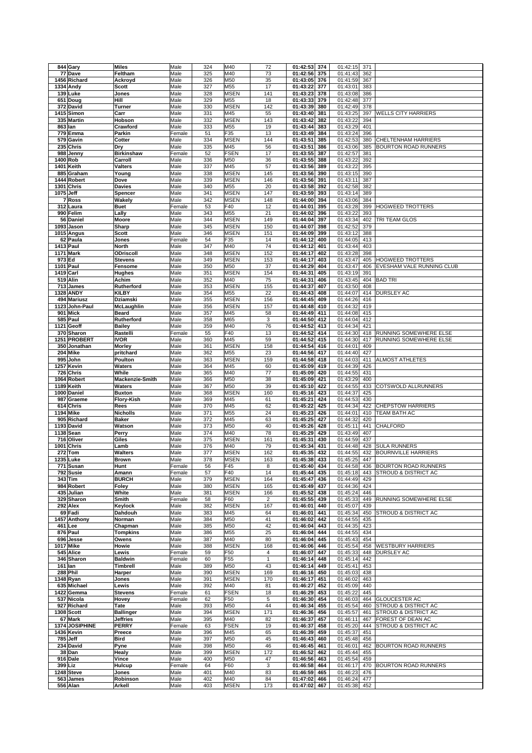| 844 | Gary | Miles | Male | 324 | M40 | 72 | 01:42:53 | 374 | 01:42:15 | 371 | |
|---|---|---|---|---|---|---|---|---|---|---|---|
| 77 | Dave | Feltham | Male | 325 | M40 | 73 | 01:42:56 | 375 | 01:41:43 | 362 | |
| 1456 | Richard | Ackroyd | Male | 326 | M50 | 35 | 01:43:05 | 376 | 01:41:59 | 367 | |
| 1334 | Andy | Scott | Male | 327 | M55 | 17 | 01:43:22 | 377 | 01:43:01 | 383 | |
| 139 | Luke | Jones | Male | 328 | MSEN | 141 | 01:43:23 | 378 | 01:43:08 | 386 | |
| 651 | Doug | Hill | Male | 329 | M55 | 18 | 01:43:33 | 379 | 01:42:48 | 377 | |
| 372 | David | Turner | Male | 330 | MSEN | 142 | 01:43:39 | 380 | 01:42:49 | 378 | |
| 1415 | Simon | Carr | Male | 331 | M45 | 55 | 01:43:40 | 381 | 01:43:25 | 397 | WELLS CITY HARRIERS |
| 335 | Martin | Hobson | Male | 332 | MSEN | 143 | 01:43:42 | 382 | 01:43:22 | 394 | |
| 863 | Ian | Crawford | Male | 333 | M55 | 19 | 01:43:44 | 383 | 01:43:29 | 401 | |
| 779 | Emma | Parkin | Female | 51 | F35 | 13 | 01:43:49 | 384 | 01:43:24 | 396 | |
| 579 | Gavin | Cotter | Male | 334 | MSEN | 144 | 01:43:51 | 385 | 01:42:53 | 380 | CHELTENHAM HARRIERS |
| 235 | Chris | Dry | Male | 335 | M45 | 56 | 01:43:51 | 386 | 01:43:06 | 385 | BOURTON ROAD RUNNERS |
| 988 | Jenny | Birkinshaw | Female | 52 | FSEN | 17 | 01:43:55 | 387 | 01:42:57 | 381 | |
| 1400 | Rob | Carroll | Male | 336 | M50 | 36 | 01:43:55 | 388 | 01:43:22 | 392 | |
| 1401 | Keith | Valters | Male | 337 | M45 | 57 | 01:43:56 | 389 | 01:43:22 | 395 | |
| 885 | Graham | Young | Male | 338 | MSEN | 145 | 01:43:56 | 390 | 01:43:15 | 390 | |
| 1444 | Robert | Dove | Male | 339 | MSEN | 146 | 01:43:56 | 391 | 01:43:11 | 387 | |
| 1301 | Chris | Davies | Male | 340 | M55 | 20 | 01:43:58 | 392 | 01:42:58 | 382 | |
| 1075 | Jeff | Spencer | Male | 341 | MSEN | 147 | 01:43:59 | 393 | 01:43:14 | 389 | |
| 7 | Ross | Wakely | Male | 342 | MSEN | 148 | 01:44:00 | 394 | 01:43:06 | 384 | |
| 312 | Laura | Buet | Female | 53 | F40 | 12 | 01:44:01 | 395 | 01:43:28 | 399 | HOGWEED TROTTERS |
| 990 | Felim | Lally | Male | 343 | M55 | 21 | 01:44:02 | 396 | 01:43:22 | 393 | |
| 56 | Daniel | Moore | Male | 344 | MSEN | 149 | 01:44:04 | 397 | 01:43:34 | 402 | TRI TEAM GLOS |
| 1093 | Jason | Sharp | Male | 345 | MSEN | 150 | 01:44:07 | 398 | 01:42:52 | 379 | |
| 1015 | Angus | Scott | Male | 346 | MSEN | 151 | 01:44:09 | 399 | 01:43:12 | 388 | |
| 62 | Paula | Jones | Female | 54 | F35 | 14 | 01:44:12 | 400 | 01:44:05 | 413 | |
| 1413 | Paul | North | Male | 347 | M40 | 74 | 01:44:12 | 401 | 01:43:44 | 403 | |
| 1171 | Mark | ODriscoll | Male | 348 | MSEN | 152 | 01:44:17 | 402 | 01:43:28 | 398 | |
| 973 | Ed | Stevens | Male | 349 | MSEN | 153 | 01:44:17 | 403 | 01:43:47 | 405 | HOGWEED TROTTERS |
| 1101 | Paul | Fensome | Male | 350 | M50 | 37 | 01:44:29 | 404 | 01:43:47 | 406 | EVESHAM VALE RUNNING CLUB |
| 1419 | Carl | Hughes | Male | 351 | MSEN | 154 | 01:44:31 | 405 | 01:43:19 | 391 | |
| 519 | Alin | Achim | Male | 352 | M40 | 75 | 01:44:31 | 406 | 01:43:45 | 404 | BAD TRI |
| 713 | James | Rutherford | Male | 353 | MSEN | 155 | 01:44:37 | 407 | 01:43:50 | 408 | |
| 1328 | ANDY | KILBY | Male | 354 | M55 | 22 | 01:44:43 | 408 | 01:44:07 | 414 | DURSLEY AC |
| 494 | Mariusz | Dziamski | Male | 355 | MSEN | 156 | 01:44:45 | 409 | 01:44:26 | 416 | |
| 1123 | John-Paul | McLaughlin | Male | 356 | MSEN | 157 | 01:44:48 | 410 | 01:44:32 | 419 | |
| 901 | Mick | Beard | Male | 357 | M45 | 58 | 01:44:49 | 411 | 01:44:08 | 415 | |
| 585 | Paul | Rutherford | Male | 358 | M65 | 3 | 01:44:50 | 412 | 01:44:04 | 412 | |
| 1121 | Geoff | Bailey | Male | 359 | M40 | 76 | 01:44:52 | 413 | 01:44:34 | 421 | |
| 370 | Sharon | Rastelli | Female | 55 | F40 | 13 | 01:44:52 | 414 | 01:44:30 | 418 | RUNNING SOMEWHERE ELSE |
| 1251 | PROBERT | IVOR | Male | 360 | M45 | 59 | 01:44:52 | 415 | 01:44:30 | 417 | RUNNING SOMEWHERE ELSE |
| 350 | Jonathan | Morley | Male | 361 | MSEN | 158 | 01:44:54 | 416 | 01:44:01 | 409 | |
| 204 | Mike | pritchard | Male | 362 | M55 | 23 | 01:44:56 | 417 | 01:44:40 | 427 | |
| 995 | John | Poulton | Male | 363 | MSEN | 159 | 01:44:58 | 418 | 01:44:03 | 411 | ALMOST ATHLETES |
| 1257 | Kevin | Waters | Male | 364 | M45 | 60 | 01:45:09 | 419 | 01:44:39 | 426 | |
| 726 | Chris | While | Male | 365 | M40 | 77 | 01:45:09 | 420 | 01:44:55 | 431 | |
| 1064 | Robert | Mackenzie-Smith | Male | 366 | M50 | 38 | 01:45:09 | 421 | 01:43:29 | 400 | |
| 1189 | Keith | Waters | Male | 367 | M50 | 39 | 01:45:10 | 422 | 01:44:55 | 433 | COTSWOLD ALLRUNNERS |
| 1000 | Daniel | Buxton | Male | 368 | MSEN | 160 | 01:45:16 | 423 | 01:44:37 | 425 | |
| 987 | Graeme | Flory-Kish | Male | 369 | M45 | 61 | 01:45:21 | 424 | 01:44:53 | 430 | |
| 614 | Chris | Rees | Male | 370 | M45 | 62 | 01:45:22 | 425 | 01:44:34 | 422 | CHEPSTOW HARRIERS |
| 1194 | Mike | Nicholls | Male | 371 | M55 | 24 | 01:45:23 | 426 | 01:44:01 | 410 | TEAM BATH AC |
| 905 | Richard | Baker | Male | 372 | M45 | 63 | 01:45:25 | 427 | 01:44:32 | 420 | |
| 1193 | David | Watson | Male | 373 | M50 | 40 | 01:45:26 | 428 | 01:45:11 | 441 | CHALFORD |
| 1138 | Sean | Perry | Male | 374 | M40 | 78 | 01:45:29 | 429 | 01:43:49 | 407 | |
| 716 | Oliver | Giles | Male | 375 | MSEN | 161 | 01:45:31 | 430 | 01:44:59 | 437 | |
| 1001 | Chris | Lamb | Male | 376 | M40 | 79 | 01:45:34 | 431 | 01:44:48 | 428 | SULA RUNNERS |
| 272 | Tom | Walters | Male | 377 | MSEN | 162 | 01:45:35 | 432 | 01:44:55 | 432 | BOURNVILLE HARRIERS |
| 1235 | Luke | Brown | Male | 378 | MSEN | 163 | 01:45:38 | 433 | 01:45:25 | 447 | |
| 771 | Susan | Hunt | Female | 56 | F45 | 8 | 01:45:40 | 434 | 01:44:58 | 436 | BOURTON ROAD RUNNERS |
| 792 | Susie | Amann | Female | 57 | F40 | 14 | 01:45:44 | 435 | 01:45:18 | 443 | STROUD & DISTRICT AC |
| 343 | Tim | BURCH | Male | 379 | MSEN | 164 | 01:45:47 | 436 | 01:44:49 | 429 | |
| 984 | Robert | Foley | Male | 380 | MSEN | 165 | 01:45:49 | 437 | 01:44:36 | 424 | |
| 435 | Julian | White | Male | 381 | MSEN | 166 | 01:45:52 | 438 | 01:45:24 | 446 | |
| 329 | Sharon | Smith | Female | 58 | F60 | 2 | 01:45:55 | 439 | 01:45:33 | 449 | RUNNING SOMEWHERE ELSE |
| 292 | Alex | Keylock | Male | 382 | MSEN | 167 | 01:46:01 | 440 | 01:45:07 | 439 | |
| 69 | Fadi | Dahdouh | Male | 383 | M45 | 64 | 01:46:01 | 441 | 01:45:34 | 450 | STROUD & DISTRICT AC |
| 1457 | Anthony | Norman | Male | 384 | M50 | 41 | 01:46:02 | 442 | 01:44:55 | 435 | |
| 461 | Lee | Chapman | Male | 385 | M50 | 42 | 01:46:04 | 443 | 01:44:35 | 423 | |
| 876 | Paul | Tompkins | Male | 386 | M55 | 25 | 01:46:04 | 444 | 01:44:55 | 434 | |
| 696 | Jesse | Owens | Male | 387 | M40 | 80 | 01:46:04 | 445 | 01:45:43 | 454 | |
| 1017 | Mike | Howie | Male | 388 | MSEN | 168 | 01:46:06 | 446 | 01:45:54 | 458 | WESTBURY HARRIERS |
| 545 | Alice | Lewis | Female | 59 | F50 | 4 | 01:46:07 | 447 | 01:45:33 | 448 | DURSLEY AC |
| 346 | Sharon | Baldwin | Female | 60 | F55 | 1 | 01:46:14 | 448 | 01:45:14 | 442 | |
| 161 | Ian | Timbrell | Male | 389 | M50 | 43 | 01:46:14 | 449 | 01:45:41 | 453 | |
| 288 | Phil | Harper | Male | 390 | MSEN | 169 | 01:46:16 | 450 | 01:45:03 | 438 | |
| 1348 | Ryan | Jones | Male | 391 | MSEN | 170 | 01:46:17 | 451 | 01:46:02 | 463 | |
| 635 | Michael | Lewis | Male | 392 | M40 | 81 | 01:46:27 | 452 | 01:45:09 | 440 | |
| 1422 | Gemma | Stevens | Female | 61 | FSEN | 18 | 01:46:29 | 453 | 01:45:22 | 445 | |
| 537 | Nicola | Hovey | Female | 62 | F50 | 5 | 01:46:30 | 454 | 01:46:03 | 464 | GLOUCESTER AC |
| 927 | Richard | Tate | Male | 393 | M50 | 44 | 01:46:34 | 455 | 01:45:54 | 460 | STROUD & DISTRICT AC |
| 1308 | Scott | Ballinger | Male | 394 | MSEN | 171 | 01:46:36 | 456 | 01:45:57 | 461 | STROUD & DISTRICT AC |
| 67 | Mark | Jeffries | Male | 395 | M40 | 82 | 01:46:37 | 457 | 01:46:11 | 467 | FOREST OF DEAN AC |
| 1374 | JOSIPHINE | PERRY | Female | 63 | FSEN | 19 | 01:46:37 | 458 | 01:45:20 | 444 | STROUD & DISTRICT AC |
| 1436 | Kevin | Preece | Male | 396 | M45 | 65 | 01:46:39 | 459 | 01:45:37 | 451 | |
| 785 | Jeff | Bird | Male | 397 | M50 | 45 | 01:46:43 | 460 | 01:45:48 | 456 | |
| 234 | David | Pyne | Male | 398 | M50 | 46 | 01:46:45 | 461 | 01:46:01 | 462 | BOURTON ROAD RUNNERS |
| 38 | Dan | Healy | Male | 399 | MSEN | 172 | 01:46:52 | 462 | 01:45:44 | 455 | |
| 916 | Dale | Vince | Male | 400 | M50 | 47 | 01:46:56 | 463 | 01:45:54 | 459 | |
| 399 | Liz | Hulcup | Female | 64 | F60 | 3 | 01:46:58 | 464 | 01:46:17 | 470 | BOURTON ROAD RUNNERS |
| 1248 | Steve | Jones | Male | 401 | M40 | 83 | 01:46:59 | 465 | 01:46:23 | 476 | |
| 563 | James | Robinson | Male | 402 | M40 | 84 | 01:47:02 | 466 | 01:46:24 | 477 | |
| 556 | Alan | Arkell | Male | 403 | MSEN | 173 | 01:47:02 | 467 | 01:45:38 | 452 | |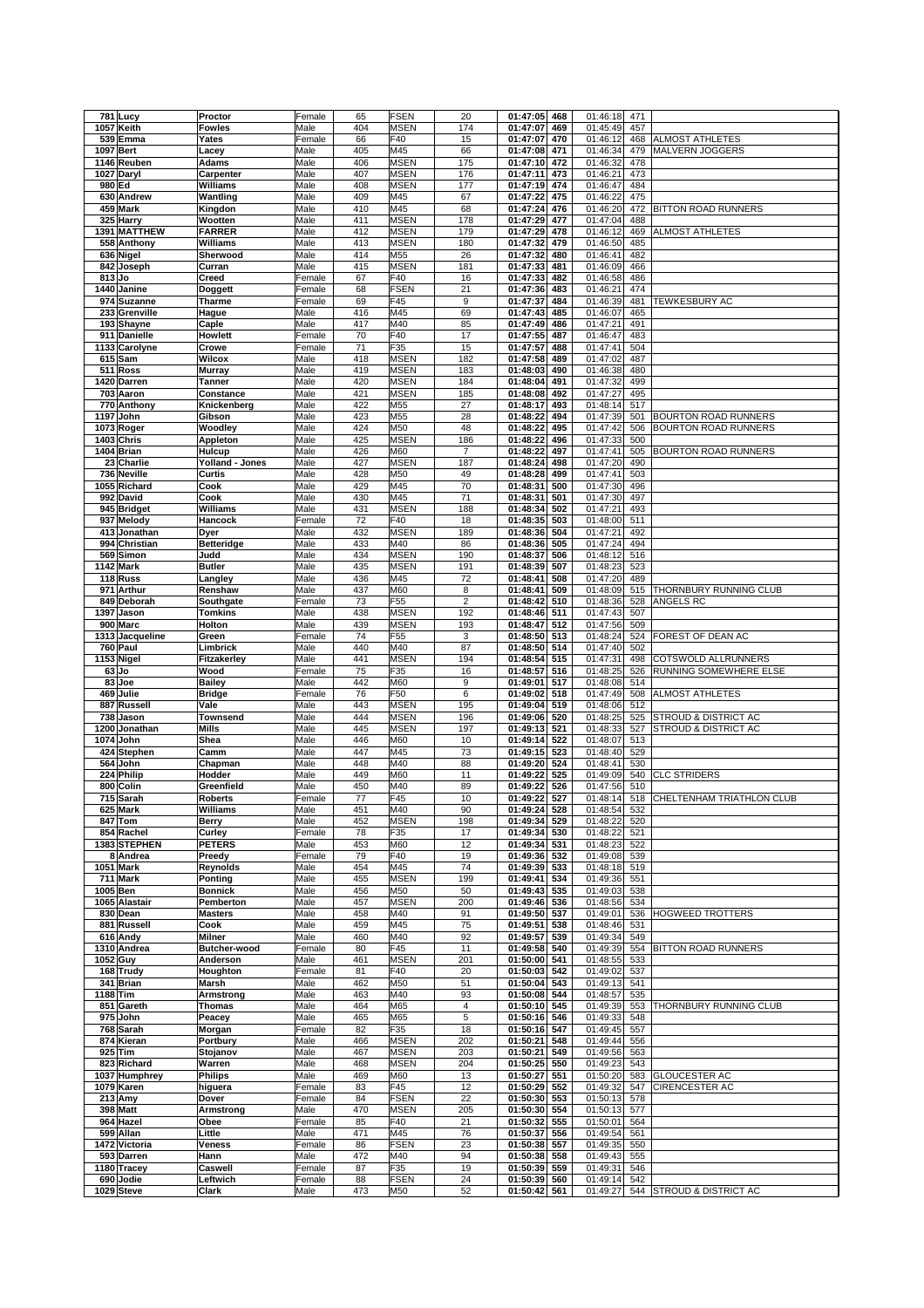| | | | | | | | | | | | | |
|---|---|---|---|---|---|---|---|---|---|---|---|---|
| 781 | Lucy | Proctor | Female | 65 | FSEN | 20 | 01:47:05 | 468 | 01:46:18 | 471 | |
| 1057 | Keith | Fowles | Male | 404 | MSEN | 174 | 01:47:07 | 469 | 01:45:49 | 457 | |
| 539 | Emma | Yates | Female | 66 | F40 | 15 | 01:47:07 | 470 | 01:46:12 | 468 | ALMOST ATHLETES |
| 1097 | Bert | Lacey | Male | 405 | M45 | 66 | 01:47:08 | 471 | 01:46:34 | 479 | MALVERN JOGGERS |
| 1146 | Reuben | Adams | Male | 406 | MSEN | 175 | 01:47:10 | 472 | 01:46:32 | 478 | |
| 1027 | Daryl | Carpenter | Male | 407 | MSEN | 176 | 01:47:11 | 473 | 01:46:21 | 473 | |
| 980 | Ed | Williams | Male | 408 | MSEN | 177 | 01:47:19 | 474 | 01:46:47 | 484 | |
| 630 | Andrew | Wantling | Male | 409 | M45 | 67 | 01:47:22 | 475 | 01:46:22 | 475 | |
| 459 | Mark | Kingdon | Male | 410 | M45 | 68 | 01:47:24 | 476 | 01:46:20 | 472 | BITTON ROAD RUNNERS |
| 325 | Harry | Wootten | Male | 411 | MSEN | 178 | 01:47:29 | 477 | 01:47:04 | 488 | |
| 1391 | MATTHEW | FARRER | Male | 412 | MSEN | 179 | 01:47:29 | 478 | 01:46:12 | 469 | ALMOST ATHLETES |
| 558 | Anthony | Williams | Male | 413 | MSEN | 180 | 01:47:32 | 479 | 01:46:50 | 485 | |
| 636 | Nigel | Sherwood | Male | 414 | M55 | 26 | 01:47:32 | 480 | 01:46:41 | 482 | |
| 842 | Joseph | Curran | Male | 415 | MSEN | 181 | 01:47:33 | 481 | 01:46:09 | 466 | |
| 813 | Jo | Creed | Female | 67 | F40 | 16 | 01:47:33 | 482 | 01:46:58 | 486 | |
| 1440 | Janine | Doggett | Female | 68 | FSEN | 21 | 01:47:36 | 483 | 01:46:21 | 474 | |
| 974 | Suzanne | Tharme | Female | 69 | F45 | 9 | 01:47:37 | 484 | 01:46:39 | 481 | TEWKESBURY AC |
| 233 | Grenville | Hague | Male | 416 | M45 | 69 | 01:47:43 | 485 | 01:46:07 | 465 | |
| 193 | Shayne | Caple | Male | 417 | M40 | 85 | 01:47:49 | 486 | 01:47:21 | 491 | |
| 911 | Danielle | Howlett | Female | 70 | F40 | 17 | 01:47:55 | 487 | 01:46:47 | 483 | |
| 1133 | Carolyne | Crowe | Female | 71 | F35 | 15 | 01:47:57 | 488 | 01:47:41 | 504 | |
| 615 | Sam | Wilcox | Male | 418 | MSEN | 182 | 01:47:58 | 489 | 01:47:02 | 487 | |
| 511 | Ross | Murray | Male | 419 | MSEN | 183 | 01:48:03 | 490 | 01:46:38 | 480 | |
| 1420 | Darren | Tanner | Male | 420 | MSEN | 184 | 01:48:04 | 491 | 01:47:32 | 499 | |
| 703 | Aaron | Constance | Male | 421 | MSEN | 185 | 01:48:08 | 492 | 01:47:27 | 495 | |
| 770 | Anthony | Knickenberg | Male | 422 | M55 | 27 | 01:48:17 | 493 | 01:48:14 | 517 | |
| 1197 | John | Gibson | Male | 423 | M55 | 28 | 01:48:22 | 494 | 01:47:39 | 501 | BOURTON ROAD RUNNERS |
| 1073 | Roger | Woodley | Male | 424 | M50 | 48 | 01:48:22 | 495 | 01:47:42 | 506 | BOURTON ROAD RUNNERS |
| 1403 | Chris | Appleton | Male | 425 | MSEN | 186 | 01:48:22 | 496 | 01:47:33 | 500 | |
| 1404 | Brian | Hulcup | Male | 426 | M60 | 7 | 01:48:22 | 497 | 01:47:41 | 505 | BOURTON ROAD RUNNERS |
| 23 | Charlie | Yolland - Jones | Male | 427 | MSEN | 187 | 01:48:24 | 498 | 01:47:20 | 490 | |
| 736 | Neville | Curtis | Male | 428 | M50 | 49 | 01:48:28 | 499 | 01:47:41 | 503 | |
| 1055 | Richard | Cook | Male | 429 | M45 | 70 | 01:48:31 | 500 | 01:47:30 | 496 | |
| 992 | David | Cook | Male | 430 | M45 | 71 | 01:48:31 | 501 | 01:47:30 | 497 | |
| 945 | Bridget | Williams | Male | 431 | MSEN | 188 | 01:48:34 | 502 | 01:47:21 | 493 | |
| 937 | Melody | Hancock | Female | 72 | F40 | 18 | 01:48:35 | 503 | 01:48:00 | 511 | |
| 413 | Jonathan | Dyer | Male | 432 | MSEN | 189 | 01:48:36 | 504 | 01:47:21 | 492 | |
| 994 | Christian | Betteridge | Male | 433 | M40 | 86 | 01:48:36 | 505 | 01:47:24 | 494 | |
| 569 | Simon | Judd | Male | 434 | MSEN | 190 | 01:48:37 | 506 | 01:48:12 | 516 | |
| 1142 | Mark | Butler | Male | 435 | MSEN | 191 | 01:48:39 | 507 | 01:48:23 | 523 | |
| 118 | Russ | Langley | Male | 436 | M45 | 72 | 01:48:41 | 508 | 01:47:20 | 489 | |
| 971 | Arthur | Renshaw | Male | 437 | M60 | 8 | 01:48:41 | 509 | 01:48:09 | 515 | THORNBURY RUNNING CLUB |
| 849 | Deborah | Southgate | Female | 73 | F55 | 2 | 01:48:42 | 510 | 01:48:36 | 528 | ANGELS RC |
| 1397 | Jason | Tomkins | Male | 438 | MSEN | 192 | 01:48:46 | 511 | 01:47:43 | 507 | |
| 900 | Marc | Holton | Male | 439 | MSEN | 193 | 01:48:47 | 512 | 01:47:56 | 509 | |
| 1313 | Jacqueline | Green | Female | 74 | F55 | 3 | 01:48:50 | 513 | 01:48:24 | 524 | FOREST OF DEAN AC |
| 760 | Paul | Limbrick | Male | 440 | M40 | 87 | 01:48:50 | 514 | 01:47:40 | 502 | |
| 1153 | Nigel | Fitzakerley | Male | 441 | MSEN | 194 | 01:48:54 | 515 | 01:47:31 | 498 | COTSWOLD ALLRUNNERS |
| 63 | Jo | Wood | Female | 75 | F35 | 16 | 01:48:57 | 516 | 01:48:25 | 526 | RUNNING SOMEWHERE ELSE |
| 83 | Joe | Bailey | Male | 442 | M60 | 9 | 01:49:01 | 517 | 01:48:08 | 514 | |
| 469 | Julie | Bridge | Female | 76 | F50 | 6 | 01:49:02 | 518 | 01:47:49 | 508 | ALMOST ATHLETES |
| 887 | Russell | Vale | Male | 443 | MSEN | 195 | 01:49:04 | 519 | 01:48:06 | 512 | |
| 738 | Jason | Townsend | Male | 444 | MSEN | 196 | 01:49:06 | 520 | 01:48:25 | 525 | STROUD & DISTRICT AC |
| 1200 | Jonathan | Mills | Male | 445 | MSEN | 197 | 01:49:13 | 521 | 01:48:33 | 527 | STROUD & DISTRICT AC |
| 1074 | John | Shea | Male | 446 | M60 | 10 | 01:49:14 | 522 | 01:48:07 | 513 | |
| 424 | Stephen | Camm | Male | 447 | M45 | 73 | 01:49:15 | 523 | 01:48:40 | 529 | |
| 564 | John | Chapman | Male | 448 | M40 | 88 | 01:49:20 | 524 | 01:48:41 | 530 | |
| 224 | Philip | Hodder | Male | 449 | M60 | 11 | 01:49:22 | 525 | 01:49:09 | 540 | CLC STRIDERS |
| 800 | Colin | Greenfield | Male | 450 | M40 | 89 | 01:49:22 | 526 | 01:47:56 | 510 | |
| 715 | Sarah | Roberts | Female | 77 | F45 | 10 | 01:49:22 | 527 | 01:48:14 | 518 | CHELTENHAM TRIATHLON CLUB |
| 625 | Mark | Williams | Male | 451 | M40 | 90 | 01:49:24 | 528 | 01:48:54 | 532 | |
| 847 | Tom | Berry | Male | 452 | MSEN | 198 | 01:49:34 | 529 | 01:48:22 | 520 | |
| 854 | Rachel | Curley | Female | 78 | F35 | 17 | 01:49:34 | 530 | 01:48:22 | 521 | |
| 1383 | STEPHEN | PETERS | Male | 453 | M60 | 12 | 01:49:34 | 531 | 01:48:23 | 522 | |
| 8 | Andrea | Preedy | Female | 79 | F40 | 19 | 01:49:36 | 532 | 01:49:08 | 539 | |
| 1051 | Mark | Reynolds | Male | 454 | M45 | 74 | 01:49:39 | 533 | 01:48:18 | 519 | |
| 711 | Mark | Ponting | Male | 455 | MSEN | 199 | 01:49:41 | 534 | 01:49:36 | 551 | |
| 1005 | Ben | Bonnick | Male | 456 | M50 | 50 | 01:49:43 | 535 | 01:49:03 | 538 | |
| 1065 | Alastair | Pemberton | Male | 457 | MSEN | 200 | 01:49:46 | 536 | 01:48:56 | 534 | |
| 830 | Dean | Masters | Male | 458 | M40 | 91 | 01:49:50 | 537 | 01:49:01 | 536 | HOGWEED TROTTERS |
| 881 | Russell | Cook | Male | 459 | M45 | 75 | 01:49:51 | 538 | 01:48:46 | 531 | |
| 616 | Andy | Milner | Male | 460 | M40 | 92 | 01:49:57 | 539 | 01:49:34 | 549 | |
| 1310 | Andrea | Butcher-wood | Female | 80 | F45 | 11 | 01:49:58 | 540 | 01:49:39 | 554 | BITTON ROAD RUNNERS |
| 1052 | Guy | Anderson | Male | 461 | MSEN | 201 | 01:50:00 | 541 | 01:48:55 | 533 | |
| 168 | Trudy | Houghton | Female | 81 | F40 | 20 | 01:50:03 | 542 | 01:49:02 | 537 | |
| 341 | Brian | Marsh | Male | 462 | M50 | 51 | 01:50:04 | 543 | 01:49:13 | 541 | |
| 1188 | Tim | Armstrong | Male | 463 | M40 | 93 | 01:50:08 | 544 | 01:48:57 | 535 | |
| 851 | Gareth | Thomas | Male | 464 | M65 | 4 | 01:50:10 | 545 | 01:49:39 | 553 | THORNBURY RUNNING CLUB |
| 975 | John | Peacey | Male | 465 | M65 | 5 | 01:50:16 | 546 | 01:49:33 | 548 | |
| 768 | Sarah | Morgan | Female | 82 | F35 | 18 | 01:50:16 | 547 | 01:49:45 | 557 | |
| 874 | Kieran | Portbury | Male | 466 | MSEN | 202 | 01:50:21 | 548 | 01:49:44 | 556 | |
| 925 | Tim | Stojanov | Male | 467 | MSEN | 203 | 01:50:21 | 549 | 01:49:56 | 563 | |
| 823 | Richard | Warren | Male | 468 | MSEN | 204 | 01:50:25 | 550 | 01:49:23 | 543 | |
| 1037 | Humphrey | Philips | Male | 469 | M60 | 13 | 01:50:27 | 551 | 01:50:20 | 583 | GLOUCESTER AC |
| 1079 | Karen | higuera | Female | 83 | F45 | 12 | 01:50:29 | 552 | 01:49:32 | 547 | CIRENCESTER AC |
| 213 | Amy | Dover | Female | 84 | FSEN | 22 | 01:50:30 | 553 | 01:50:13 | 578 | |
| 398 | Matt | Armstrong | Male | 470 | MSEN | 205 | 01:50:30 | 554 | 01:50:13 | 577 | |
| 964 | Hazel | Obee | Female | 85 | F40 | 21 | 01:50:32 | 555 | 01:50:01 | 564 | |
| 599 | Allan | Little | Male | 471 | M45 | 76 | 01:50:37 | 556 | 01:49:54 | 561 | |
| 1472 | Victoria | Veness | Female | 86 | FSEN | 23 | 01:50:38 | 557 | 01:49:35 | 550 | |
| 593 | Darren | Hann | Male | 472 | M40 | 94 | 01:50:38 | 558 | 01:49:43 | 555 | |
| 1180 | Tracey | Caswell | Female | 87 | F35 | 19 | 01:50:39 | 559 | 01:49:31 | 546 | |
| 690 | Jodie | Leftwich | Female | 88 | FSEN | 24 | 01:50:39 | 560 | 01:49:14 | 542 | |
| 1029 | Steve | Clark | Male | 473 | M50 | 52 | 01:50:42 | 561 | 01:49:27 | 544 | STROUD & DISTRICT AC |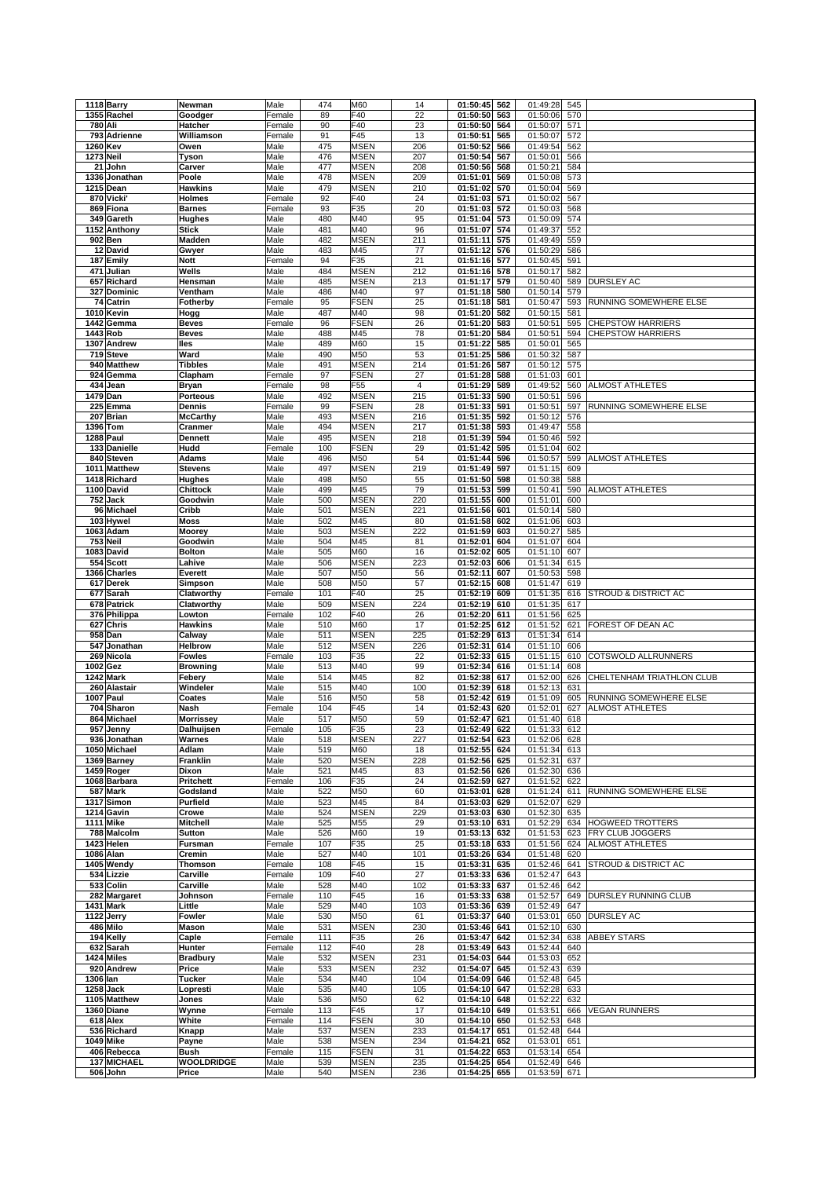| 1118 | Barry | Newman | Male | 474 | M60 | 14 | 01:50:45 | 562 | 01:49:28 | 545 | |
|---|---|---|---|---|---|---|---|---|---|---|---|
| 1355 | Rachel | Goodger | Female | 89 | F40 | 22 | 01:50:50 | 563 | 01:50:06 | 570 | |
| 780 | Ali | Hatcher | Female | 90 | F40 | 23 | 01:50:50 | 564 | 01:50:07 | 571 | |
| 793 | Adrienne | Williamson | Female | 91 | F45 | 13 | 01:50:51 | 565 | 01:50:07 | 572 | |
| 1260 | Kev | Owen | Male | 475 | MSEN | 206 | 01:50:52 | 566 | 01:49:54 | 562 | |
| 1273 | Neil | Tyson | Male | 476 | MSEN | 207 | 01:50:54 | 567 | 01:50:01 | 566 | |
| 21 | John | Carver | Male | 477 | MSEN | 208 | 01:50:56 | 568 | 01:50:21 | 584 | |
| 1336 | Jonathan | Poole | Male | 478 | MSEN | 209 | 01:51:01 | 569 | 01:50:08 | 573 | |
| 1215 | Dean | Hawkins | Male | 479 | MSEN | 210 | 01:51:02 | 570 | 01:50:04 | 569 | |
| 870 | Vicki' | Holmes | Female | 92 | F40 | 24 | 01:51:03 | 571 | 01:50:02 | 567 | |
| 869 | Fiona | Barnes | Female | 93 | F35 | 20 | 01:51:03 | 572 | 01:50:03 | 568 | |
| 349 | Gareth | Hughes | Male | 480 | M40 | 95 | 01:51:04 | 573 | 01:50:09 | 574 | |
| 1152 | Anthony | Stick | Male | 481 | M40 | 96 | 01:51:07 | 574 | 01:49:37 | 552 | |
| 902 | Ben | Madden | Male | 482 | MSEN | 211 | 01:51:11 | 575 | 01:49:49 | 559 | |
| 12 | David | Gwyer | Male | 483 | M45 | 77 | 01:51:12 | 576 | 01:50:29 | 586 | |
| 187 | Emily | Nott | Female | 94 | F35 | 21 | 01:51:16 | 577 | 01:50:45 | 591 | |
| 471 | Julian | Wells | Male | 484 | MSEN | 212 | 01:51:16 | 578 | 01:50:17 | 582 | |
| 657 | Richard | Hensman | Male | 485 | MSEN | 213 | 01:51:17 | 579 | 01:50:40 | 589 | DURSLEY AC |
| 327 | Dominic | Ventham | Male | 486 | M40 | 97 | 01:51:18 | 580 | 01:50:14 | 579 | |
| 74 | Catrin | Fotherby | Female | 95 | FSEN | 25 | 01:51:18 | 581 | 01:50:47 | 593 | RUNNING SOMEWHERE ELSE |
| 1010 | Kevin | Hogg | Male | 487 | M40 | 98 | 01:51:20 | 582 | 01:50:15 | 581 | |
| 1442 | Gemma | Beves | Female | 96 | FSEN | 26 | 01:51:20 | 583 | 01:50:51 | 595 | CHEPSTOW HARRIERS |
| 1443 | Rob | Beves | Male | 488 | M45 | 78 | 01:51:20 | 584 | 01:50:51 | 594 | CHEPSTOW HARRIERS |
| 1307 | Andrew | Iles | Male | 489 | M60 | 15 | 01:51:22 | 585 | 01:50:01 | 565 | |
| 719 | Steve | Ward | Male | 490 | M50 | 53 | 01:51:25 | 586 | 01:50:32 | 587 | |
| 940 | Matthew | Tibbles | Male | 491 | MSEN | 214 | 01:51:26 | 587 | 01:50:12 | 575 | |
| 924 | Gemma | Clapham | Female | 97 | FSEN | 27 | 01:51:28 | 588 | 01:51:03 | 601 | |
| 434 | Jean | Bryan | Female | 98 | F55 | 4 | 01:51:29 | 589 | 01:49:52 | 560 | ALMOST ATHLETES |
| 1479 | Dan | Porteous | Male | 492 | MSEN | 215 | 01:51:33 | 590 | 01:50:51 | 596 | |
| 225 | Emma | Dennis | Female | 99 | FSEN | 28 | 01:51:33 | 591 | 01:50:51 | 597 | RUNNING SOMEWHERE ELSE |
| 207 | Brian | McCarthy | Male | 493 | MSEN | 216 | 01:51:35 | 592 | 01:50:12 | 576 | |
| 1396 | Tom | Cranmer | Male | 494 | MSEN | 217 | 01:51:38 | 593 | 01:49:47 | 558 | |
| 1288 | Paul | Dennett | Male | 495 | MSEN | 218 | 01:51:39 | 594 | 01:50:46 | 592 | |
| 133 | Danielle | Hudd | Female | 100 | FSEN | 29 | 01:51:42 | 595 | 01:51:04 | 602 | |
| 840 | Steven | Adams | Male | 496 | M50 | 54 | 01:51:44 | 596 | 01:50:57 | 599 | ALMOST ATHLETES |
| 1011 | Matthew | Stevens | Male | 497 | MSEN | 219 | 01:51:49 | 597 | 01:51:15 | 609 | |
| 1418 | Richard | Hughes | Male | 498 | M50 | 55 | 01:51:50 | 598 | 01:50:38 | 588 | |
| 1100 | David | Chittock | Male | 499 | M45 | 79 | 01:51:53 | 599 | 01:50:41 | 590 | ALMOST ATHLETES |
| 752 | Jack | Goodwin | Male | 500 | MSEN | 220 | 01:51:55 | 600 | 01:51:01 | 600 | |
| 96 | Michael | Cribb | Male | 501 | MSEN | 221 | 01:51:56 | 601 | 01:50:14 | 580 | |
| 103 | Hywel | Moss | Male | 502 | M45 | 80 | 01:51:58 | 602 | 01:51:06 | 603 | |
| 1063 | Adam | Moorey | Male | 503 | MSEN | 222 | 01:51:59 | 603 | 01:50:27 | 585 | |
| 753 | Neil | Goodwin | Male | 504 | M45 | 81 | 01:52:01 | 604 | 01:51:07 | 604 | |
| 1083 | David | Bolton | Male | 505 | M60 | 16 | 01:52:02 | 605 | 01:51:10 | 607 | |
| 554 | Scott | Lahive | Male | 506 | MSEN | 223 | 01:52:03 | 606 | 01:51:34 | 615 | |
| 1366 | Charles | Everett | Male | 507 | M50 | 56 | 01:52:11 | 607 | 01:50:53 | 598 | |
| 617 | Derek | Simpson | Male | 508 | M50 | 57 | 01:52:15 | 608 | 01:51:47 | 619 | |
| 677 | Sarah | Clatworthy | Female | 101 | F40 | 25 | 01:52:19 | 609 | 01:51:35 | 616 | STROUD & DISTRICT AC |
| 678 | Patrick | Clatworthy | Male | 509 | MSEN | 224 | 01:52:19 | 610 | 01:51:35 | 617 | |
| 376 | Philippa | Lowton | Female | 102 | F40 | 26 | 01:52:20 | 611 | 01:51:56 | 625 | |
| 627 | Chris | Hawkins | Male | 510 | M60 | 17 | 01:52:25 | 612 | 01:51:52 | 621 | FOREST OF DEAN AC |
| 958 | Dan | Calway | Male | 511 | MSEN | 225 | 01:52:29 | 613 | 01:51:34 | 614 | |
| 547 | Jonathan | Helbrow | Male | 512 | MSEN | 226 | 01:52:31 | 614 | 01:51:10 | 606 | |
| 269 | Nicola | Fowles | Female | 103 | F35 | 22 | 01:52:33 | 615 | 01:51:15 | 610 | COTSWOLD ALLRUNNERS |
| 1002 | Gez | Browning | Male | 513 | M40 | 99 | 01:52:34 | 616 | 01:51:14 | 608 | |
| 1242 | Mark | Febery | Male | 514 | M45 | 82 | 01:52:38 | 617 | 01:52:00 | 626 | CHELTENHAM TRIATHLON CLUB |
| 260 | Alastair | Windeler | Male | 515 | M40 | 100 | 01:52:39 | 618 | 01:52:13 | 631 | |
| 1007 | Paul | Coates | Male | 516 | M50 | 58 | 01:52:42 | 619 | 01:51:09 | 605 | RUNNING SOMEWHERE ELSE |
| 704 | Sharon | Nash | Female | 104 | F45 | 14 | 01:52:43 | 620 | 01:52:01 | 627 | ALMOST ATHLETES |
| 864 | Michael | Morrissey | Male | 517 | M50 | 59 | 01:52:47 | 621 | 01:51:40 | 618 | |
| 957 | Jenny | Dalhuijsen | Female | 105 | F35 | 23 | 01:52:49 | 622 | 01:51:33 | 612 | |
| 936 | Jonathan | Warnes | Male | 518 | MSEN | 227 | 01:52:54 | 623 | 01:52:06 | 628 | |
| 1050 | Michael | Adlam | Male | 519 | M60 | 18 | 01:52:55 | 624 | 01:51:34 | 613 | |
| 1369 | Barney | Franklin | Male | 520 | MSEN | 228 | 01:52:56 | 625 | 01:52:31 | 637 | |
| 1459 | Roger | Dixon | Male | 521 | M45 | 83 | 01:52:56 | 626 | 01:52:30 | 636 | |
| 1068 | Barbara | Pritchett | Female | 106 | F35 | 24 | 01:52:59 | 627 | 01:51:52 | 622 | |
| 587 | Mark | Godsland | Male | 522 | M50 | 60 | 01:53:01 | 628 | 01:51:24 | 611 | RUNNING SOMEWHERE ELSE |
| 1317 | Simon | Purfield | Male | 523 | M45 | 84 | 01:53:03 | 629 | 01:52:07 | 629 | |
| 1214 | Gavin | Crowe | Male | 524 | MSEN | 229 | 01:53:03 | 630 | 01:52:30 | 635 | |
| 1111 | Mike | Mitchell | Male | 525 | M55 | 29 | 01:53:10 | 631 | 01:52:29 | 634 | HOGWEED TROTTERS |
| 788 | Malcolm | Sutton | Male | 526 | M60 | 19 | 01:53:13 | 632 | 01:51:53 | 623 | FRY CLUB JOGGERS |
| 1423 | Helen | Fursman | Female | 107 | F35 | 25 | 01:53:18 | 633 | 01:51:56 | 624 | ALMOST ATHLETES |
| 1086 | Alan | Cremin | Male | 527 | M40 | 101 | 01:53:26 | 634 | 01:51:48 | 620 | |
| 1405 | Wendy | Thomson | Female | 108 | F45 | 15 | 01:53:31 | 635 | 01:52:46 | 641 | STROUD & DISTRICT AC |
| 534 | Lizzie | Carville | Female | 109 | F40 | 27 | 01:53:33 | 636 | 01:52:47 | 643 | |
| 533 | Colin | Carville | Male | 528 | M40 | 102 | 01:53:33 | 637 | 01:52:46 | 642 | |
| 282 | Margaret | Johnson | Female | 110 | F45 | 16 | 01:53:33 | 638 | 01:52:57 | 649 | DURSLEY RUNNING CLUB |
| 1431 | Mark | Little | Male | 529 | M40 | 103 | 01:53:36 | 639 | 01:52:49 | 647 | |
| 1122 | Jerry | Fowler | Male | 530 | M50 | 61 | 01:53:37 | 640 | 01:53:01 | 650 | DURSLEY AC |
| 486 | Milo | Mason | Male | 531 | MSEN | 230 | 01:53:46 | 641 | 01:52:10 | 630 | |
| 194 | Kelly | Caple | Female | 111 | F35 | 26 | 01:53:47 | 642 | 01:52:34 | 638 | ABBEY STARS |
| 632 | Sarah | Hunter | Female | 112 | F40 | 28 | 01:53:49 | 643 | 01:52:44 | 640 | |
| 1424 | Miles | Bradbury | Male | 532 | MSEN | 231 | 01:54:03 | 644 | 01:53:03 | 652 | |
| 920 | Andrew | Price | Male | 533 | MSEN | 232 | 01:54:07 | 645 | 01:52:43 | 639 | |
| 1306 | Ian | Tucker | Male | 534 | M40 | 104 | 01:54:09 | 646 | 01:52:48 | 645 | |
| 1258 | Jack | Lopresti | Male | 535 | M40 | 105 | 01:54:10 | 647 | 01:52:28 | 633 | |
| 1105 | Matthew | Jones | Male | 536 | M50 | 62 | 01:54:10 | 648 | 01:52:22 | 632 | |
| 1360 | Diane | Wynne | Female | 113 | F45 | 17 | 01:54:10 | 649 | 01:53:51 | 666 | VEGAN RUNNERS |
| 618 | Alex | White | Female | 114 | FSEN | 30 | 01:54:10 | 650 | 01:52:53 | 648 | |
| 536 | Richard | Knapp | Male | 537 | MSEN | 233 | 01:54:17 | 651 | 01:52:48 | 644 | |
| 1049 | Mike | Payne | Male | 538 | MSEN | 234 | 01:54:21 | 652 | 01:53:01 | 651 | |
| 406 | Rebecca | Bush | Female | 115 | FSEN | 31 | 01:54:22 | 653 | 01:53:14 | 654 | |
| 137 | MICHAEL | WOOLDRIDGE | Male | 539 | MSEN | 235 | 01:54:25 | 654 | 01:52:49 | 646 | |
| 506 | John | Price | Male | 540 | MSEN | 236 | 01:54:25 | 655 | 01:53:59 | 671 | |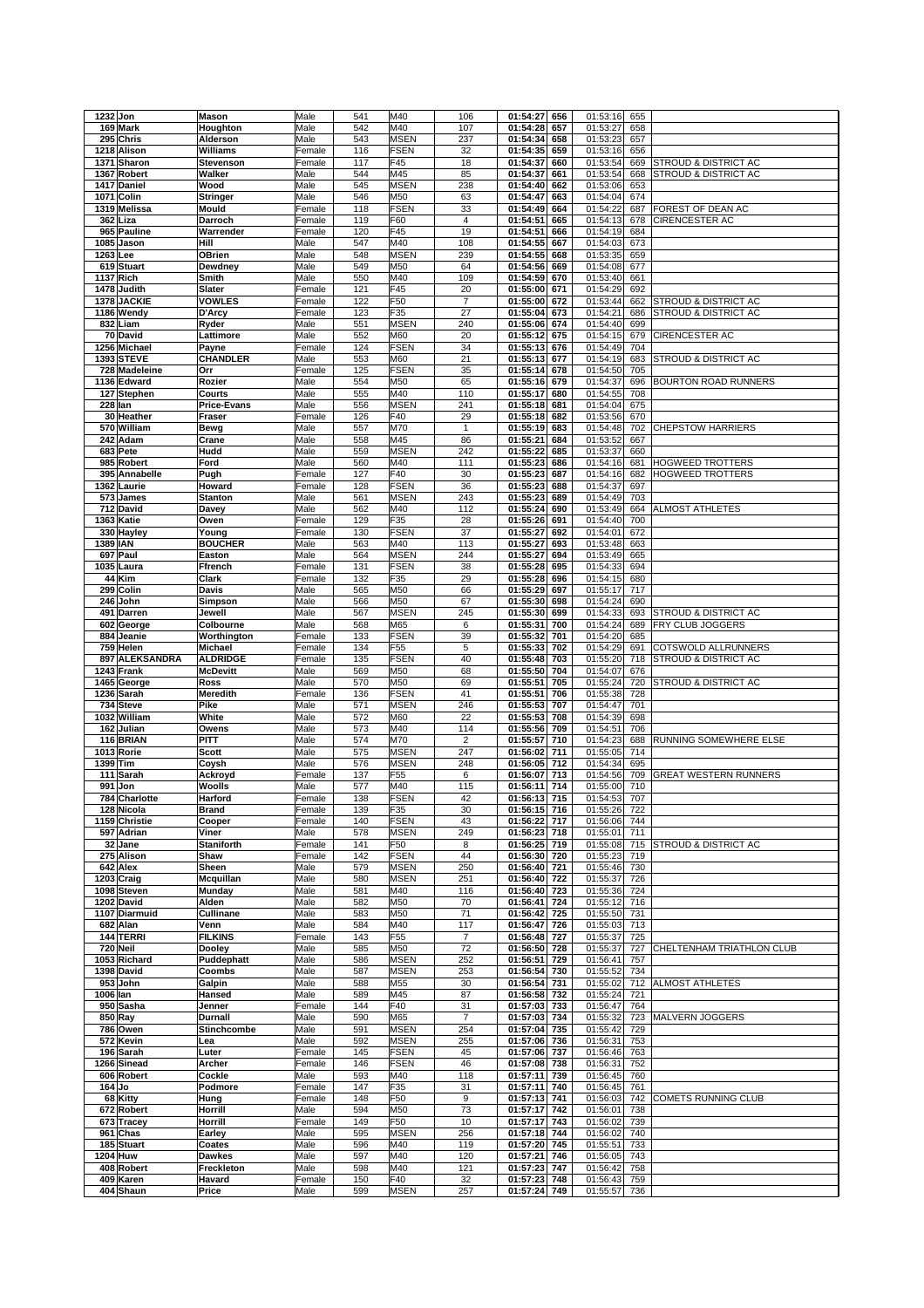| | | | | | | | | | | | | |
|---|---|---|---|---|---|---|---|---|---|---|---|---|
| 1232 | Jon | Mason | Male | 541 | M40 | 106 | 01:54:27 | 656 | 01:53:16 | 655 | |
| 169 | Mark | Houghton | Male | 542 | M40 | 107 | 01:54:28 | 657 | 01:53:27 | 658 | |
| 295 | Chris | Alderson | Male | 543 | MSEN | 237 | 01:54:34 | 658 | 01:53:23 | 657 | |
| 1218 | Alison | Williams | Female | 116 | FSEN | 32 | 01:54:35 | 659 | 01:53:16 | 656 | |
| 1371 | Sharon | Stevenson | Female | 117 | F45 | 18 | 01:54:37 | 660 | 01:53:54 | 669 | STROUD & DISTRICT AC |
| 1367 | Robert | Walker | Male | 544 | M45 | 85 | 01:54:37 | 661 | 01:53:54 | 668 | STROUD & DISTRICT AC |
| 1417 | Daniel | Wood | Male | 545 | MSEN | 238 | 01:54:40 | 662 | 01:53:06 | 653 | |
| 1071 | Colin | Stringer | Male | 546 | M50 | 63 | 01:54:47 | 663 | 01:54:04 | 674 | |
| 1319 | Melissa | Mould | Female | 118 | FSEN | 33 | 01:54:49 | 664 | 01:54:22 | 687 | FOREST OF DEAN AC |
| 362 | Liza | Darroch | Female | 119 | F60 | 4 | 01:54:51 | 665 | 01:54:13 | 678 | CIRENCESTER AC |
| 965 | Pauline | Warrender | Female | 120 | F45 | 19 | 01:54:51 | 666 | 01:54:19 | 684 | |
| 1085 | Jason | Hill | Male | 547 | M40 | 108 | 01:54:55 | 667 | 01:54:03 | 673 | |
| 1263 | Lee | OBrien | Male | 548 | MSEN | 239 | 01:54:55 | 668 | 01:53:35 | 659 | |
| 619 | Stuart | Dewdney | Male | 549 | M50 | 64 | 01:54:56 | 669 | 01:54:08 | 677 | |
| 1137 | Rich | Smith | Male | 550 | M40 | 109 | 01:54:59 | 670 | 01:53:40 | 661 | |
| 1478 | Judith | Slater | Female | 121 | F45 | 20 | 01:55:00 | 671 | 01:54:29 | 692 | |
| 1378 | JACKIE | VOWLES | Female | 122 | F50 | 7 | 01:55:00 | 672 | 01:53:44 | 662 | STROUD & DISTRICT AC |
| 1186 | Wendy | D'Arcy | Female | 123 | F35 | 27 | 01:55:04 | 673 | 01:54:21 | 686 | STROUD & DISTRICT AC |
| 832 | Liam | Ryder | Male | 551 | MSEN | 240 | 01:55:06 | 674 | 01:54:40 | 699 | |
| 70 | David | Lattimore | Male | 552 | M60 | 20 | 01:55:12 | 675 | 01:54:15 | 679 | CIRENCESTER AC |
| 1256 | Michael | Payne | Female | 124 | FSEN | 34 | 01:55:13 | 676 | 01:54:49 | 704 | |
| 1393 | STEVE | CHANDLER | Male | 553 | M60 | 21 | 01:55:13 | 677 | 01:54:19 | 683 | STROUD & DISTRICT AC |
| 728 | Madeleine | Orr | Female | 125 | FSEN | 35 | 01:55:14 | 678 | 01:54:50 | 705 | |
| 1136 | Edward | Rozier | Male | 554 | M50 | 65 | 01:55:16 | 679 | 01:54:37 | 696 | BOURTON ROAD RUNNERS |
| 127 | Stephen | Courts | Male | 555 | M40 | 110 | 01:55:17 | 680 | 01:54:55 | 708 | |
| 228 | Ian | Price-Evans | Male | 556 | MSEN | 241 | 01:55:18 | 681 | 01:54:04 | 675 | |
| 30 | Heather | Fraser | Female | 126 | F40 | 29 | 01:55:18 | 682 | 01:53:56 | 670 | |
| 570 | William | Bewg | Male | 557 | M70 | 1 | 01:55:19 | 683 | 01:54:48 | 702 | CHEPSTOW HARRIERS |
| 242 | Adam | Crane | Male | 558 | M45 | 86 | 01:55:21 | 684 | 01:53:52 | 667 | |
| 683 | Pete | Hudd | Male | 559 | MSEN | 242 | 01:55:22 | 685 | 01:53:37 | 660 | |
| 985 | Robert | Ford | Male | 560 | M40 | 111 | 01:55:23 | 686 | 01:54:16 | 681 | HOGWEED TROTTERS |
| 395 | Annabelle | Pugh | Female | 127 | F40 | 30 | 01:55:23 | 687 | 01:54:16 | 682 | HOGWEED TROTTERS |
| 1362 | Laurie | Howard | Female | 128 | FSEN | 36 | 01:55:23 | 688 | 01:54:37 | 697 | |
| 573 | James | Stanton | Male | 561 | MSEN | 243 | 01:55:23 | 689 | 01:54:49 | 703 | |
| 712 | David | Davey | Male | 562 | M40 | 112 | 01:55:24 | 690 | 01:53:49 | 664 | ALMOST ATHLETES |
| 1363 | Katie | Owen | Female | 129 | F35 | 28 | 01:55:26 | 691 | 01:54:40 | 700 | |
| 330 | Hayley | Young | Female | 130 | FSEN | 37 | 01:55:27 | 692 | 01:54:01 | 672 | |
| 1389 | IAN | BOUCHER | Male | 563 | M40 | 113 | 01:55:27 | 693 | 01:53:48 | 663 | |
| 697 | Paul | Easton | Male | 564 | MSEN | 244 | 01:55:27 | 694 | 01:53:49 | 665 | |
| 1035 | Laura | Ffrench | Female | 131 | FSEN | 38 | 01:55:28 | 695 | 01:54:33 | 694 | |
| 44 | Kim | Clark | Female | 132 | F35 | 29 | 01:55:28 | 696 | 01:54:15 | 680 | |
| 299 | Colin | Davis | Male | 565 | M50 | 66 | 01:55:29 | 697 | 01:55:17 | 717 | |
| 246 | John | Simpson | Male | 566 | M50 | 67 | 01:55:30 | 698 | 01:54:24 | 690 | |
| 491 | Darren | Jewell | Male | 567 | MSEN | 245 | 01:55:30 | 699 | 01:54:33 | 693 | STROUD & DISTRICT AC |
| 602 | George | Colbourne | Male | 568 | M65 | 6 | 01:55:31 | 700 | 01:54:24 | 689 | FRY CLUB JOGGERS |
| 884 | Jeanie | Worthington | Female | 133 | FSEN | 39 | 01:55:32 | 701 | 01:54:20 | 685 | |
| 759 | Helen | Michael | Female | 134 | F55 | 5 | 01:55:33 | 702 | 01:54:29 | 691 | COTSWOLD ALLRUNNERS |
| 897 | ALEKSANDRA | ALDRIDGE | Female | 135 | FSEN | 40 | 01:55:48 | 703 | 01:55:20 | 718 | STROUD & DISTRICT AC |
| 1243 | Frank | McDevitt | Male | 569 | M50 | 68 | 01:55:50 | 704 | 01:54:07 | 676 | |
| 1465 | George | Ross | Male | 570 | M50 | 69 | 01:55:51 | 705 | 01:55:24 | 720 | STROUD & DISTRICT AC |
| 1236 | Sarah | Meredith | Female | 136 | FSEN | 41 | 01:55:51 | 706 | 01:55:38 | 728 | |
| 734 | Steve | Pike | Male | 571 | MSEN | 246 | 01:55:53 | 707 | 01:54:47 | 701 | |
| 1032 | William | White | Male | 572 | M60 | 22 | 01:55:53 | 708 | 01:54:39 | 698 | |
| 162 | Julian | Owens | Male | 573 | M40 | 114 | 01:55:56 | 709 | 01:54:51 | 706 | |
| 116 | BRIAN | PITT | Male | 574 | M70 | 2 | 01:55:57 | 710 | 01:54:23 | 688 | RUNNING SOMEWHERE ELSE |
| 1013 | Rorie | Scott | Male | 575 | MSEN | 247 | 01:56:02 | 711 | 01:55:05 | 714 | |
| 1399 | Tim | Coysh | Male | 576 | MSEN | 248 | 01:56:05 | 712 | 01:54:34 | 695 | |
| 111 | Sarah | Ackroyd | Female | 137 | F55 | 6 | 01:56:07 | 713 | 01:54:56 | 709 | GREAT WESTERN RUNNERS |
| 991 | Jon | Woolls | Male | 577 | M40 | 115 | 01:56:11 | 714 | 01:55:00 | 710 | |
| 784 | Charlotte | Harford | Female | 138 | FSEN | 42 | 01:56:13 | 715 | 01:54:53 | 707 | |
| 128 | Nicola | Brand | Female | 139 | F35 | 30 | 01:56:15 | 716 | 01:55:26 | 722 | |
| 1159 | Christie | Cooper | Female | 140 | FSEN | 43 | 01:56:22 | 717 | 01:56:06 | 744 | |
| 597 | Adrian | Viner | Male | 578 | MSEN | 249 | 01:56:23 | 718 | 01:55:01 | 711 | |
| 32 | Jane | Staniforth | Female | 141 | F50 | 8 | 01:56:25 | 719 | 01:55:08 | 715 | STROUD & DISTRICT AC |
| 275 | Alison | Shaw | Female | 142 | FSEN | 44 | 01:56:30 | 720 | 01:55:23 | 719 | |
| 642 | Alex | Sheen | Male | 579 | MSEN | 250 | 01:56:40 | 721 | 01:55:46 | 730 | |
| 1203 | Craig | Mcquillan | Male | 580 | MSEN | 251 | 01:56:40 | 722 | 01:55:37 | 726 | |
| 1098 | Steven | Munday | Male | 581 | M40 | 116 | 01:56:40 | 723 | 01:55:36 | 724 | |
| 1202 | David | Alden | Male | 582 | M50 | 70 | 01:56:41 | 724 | 01:55:12 | 716 | |
| 1107 | Diarmuid | Cullinane | Male | 583 | M50 | 71 | 01:56:42 | 725 | 01:55:50 | 731 | |
| 682 | Alan | Venn | Male | 584 | M40 | 117 | 01:56:47 | 726 | 01:55:03 | 713 | |
| 144 | TERRI | FILKINS | Female | 143 | F55 | 7 | 01:56:48 | 727 | 01:55:37 | 725 | |
| 720 | Neil | Dooley | Male | 585 | M50 | 72 | 01:56:50 | 728 | 01:55:37 | 727 | CHELTENHAM TRIATHLON CLUB |
| 1053 | Richard | Puddephatt | Male | 586 | MSEN | 252 | 01:56:51 | 729 | 01:56:41 | 757 | |
| 1398 | David | Coombs | Male | 587 | MSEN | 253 | 01:56:54 | 730 | 01:55:52 | 734 | |
| 953 | John | Galpin | Male | 588 | M55 | 30 | 01:56:54 | 731 | 01:55:02 | 712 | ALMOST ATHLETES |
| 1006 | Ian | Hansed | Male | 589 | M45 | 87 | 01:56:58 | 732 | 01:55:24 | 721 | |
| 950 | Sasha | Jenner | Female | 144 | F40 | 31 | 01:57:03 | 733 | 01:56:47 | 764 | |
| 850 | Ray | Durnall | Male | 590 | M65 | 7 | 01:57:03 | 734 | 01:55:32 | 723 | MALVERN JOGGERS |
| 786 | Owen | Stinchcombe | Male | 591 | MSEN | 254 | 01:57:04 | 735 | 01:55:42 | 729 | |
| 572 | Kevin | Lea | Male | 592 | MSEN | 255 | 01:57:06 | 736 | 01:56:31 | 753 | |
| 196 | Sarah | Luter | Female | 145 | FSEN | 45 | 01:57:06 | 737 | 01:56:46 | 763 | |
| 1266 | Sinead | Archer | Female | 146 | FSEN | 46 | 01:57:08 | 738 | 01:56:31 | 752 | |
| 606 | Robert | Cockle | Male | 593 | M40 | 118 | 01:57:11 | 739 | 01:56:45 | 760 | |
| 164 | Jo | Podmore | Female | 147 | F35 | 31 | 01:57:11 | 740 | 01:56:45 | 761 | |
| 68 | Kitty | Hung | Female | 148 | F50 | 9 | 01:57:13 | 741 | 01:56:03 | 742 | COMETS RUNNING CLUB |
| 672 | Robert | Horrill | Male | 594 | M50 | 73 | 01:57:17 | 742 | 01:56:01 | 738 | |
| 673 | Tracey | Horrill | Female | 149 | F50 | 10 | 01:57:17 | 743 | 01:56:02 | 739 | |
| 961 | Chas | Earley | Male | 595 | MSEN | 256 | 01:57:18 | 744 | 01:56:02 | 740 | |
| 185 | Stuart | Coates | Male | 596 | M40 | 119 | 01:57:20 | 745 | 01:55:51 | 733 | |
| 1204 | Huw | Dawkes | Male | 597 | M40 | 120 | 01:57:21 | 746 | 01:56:05 | 743 | |
| 408 | Robert | Freckleton | Male | 598 | M40 | 121 | 01:57:23 | 747 | 01:56:42 | 758 | |
| 409 | Karen | Havard | Female | 150 | F40 | 32 | 01:57:23 | 748 | 01:56:43 | 759 | |
| 404 | Shaun | Price | Male | 599 | MSEN | 257 | 01:57:24 | 749 | 01:55:57 | 736 | |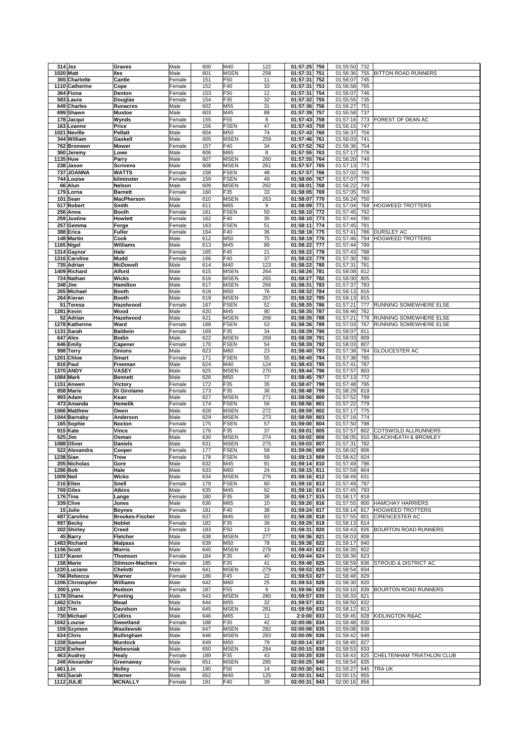| | | | | | | | | | | | |
|---|---|---|---|---|---|---|---|---|---|---|---|
| 314 | Jez | Graves | Male | 600 | M40 | 122 | 01:57:25 | 750 | 01:55:50 | 732 | |
| 1020 | Matt | Iles | Male | 601 | MSEN | 258 | 01:57:31 | 751 | 01:56:36 | 755 | BITTON ROAD RUNNERS |
| 365 | Charlotte | Cantle | Female | 151 | F50 | 11 | 01:57:31 | 752 | 01:56:07 | 745 | |
| 1110 | Catherine | Cope | Female | 152 | F40 | 33 | 01:57:31 | 753 | 01:56:58 | 765 | |
| 364 | Fiona | Denton | Female | 153 | F50 | 12 | 01:57:31 | 754 | 01:56:07 | 746 | |
| 583 | Laura | Douglas | Female | 154 | F35 | 32 | 01:57:32 | 755 | 01:55:55 | 735 | |
| 649 | Charles | Runacres | Male | 602 | M55 | 31 | 01:57:36 | 756 | 01:56:27 | 751 | |
| 699 | Shawn | Mustoe | Male | 603 | M45 | 88 | 01:57:39 | 757 | 01:55:58 | 737 | |
| 178 | Jacqui | Wynds | Female | 155 | F55 | 8 | 01:57:43 | 758 | 01:57:16 | 773 | FOREST OF DEAN AC |
| 163 | Leanne | Price | Female | 156 | FSEN | 47 | 01:57:43 | 759 | 01:56:15 | 747 | |
| 1021 | Neville | Pellatt | Male | 604 | M50 | 74 | 01:57:43 | 760 | 01:56:37 | 756 | |
| 344 | William | Gaskell | Male | 605 | MSEN | 259 | 01:57:46 | 761 | 01:56:03 | 741 | |
| 762 | Bronwen | Mower | Female | 157 | F40 | 34 | 01:57:52 | 762 | 01:56:36 | 754 | |
| 360 | Jeremy | Lowe | Male | 606 | M65 | 8 | 01:57:55 | 763 | 01:57:17 | 776 | |
| 1135 | Huw | Parry | Male | 607 | MSEN | 260 | 01:57:55 | 764 | 01:56:20 | 748 | |
| 238 | Jason | Scrivens | Male | 608 | MSEN | 261 | 01:57:57 | 765 | 01:57:13 | 771 | |
| 737 | JOANNA | WATTS | Female | 158 | FSEN | 48 | 01:57:57 | 766 | 01:57:02 | 766 | |
| 744 | Louise | kilminster | Female | 159 | FSEN | 49 | 01:58:00 | 767 | 01:57:07 | 770 | |
| 66 | Alun | Nelson | Male | 609 | MSEN | 262 | 01:58:01 | 768 | 01:56:22 | 749 | |
| 179 | Lorna | Barnett | Female | 160 | F35 | 33 | 01:58:05 | 769 | 01:57:05 | 769 | |
| 101 | Sean | MacPherson | Male | 610 | MSEN | 263 | 01:58:07 | 770 | 01:56:24 | 750 | |
| 517 | Robert | Smith | Male | 611 | M65 | 9 | 01:58:09 | 771 | 01:57:04 | 768 | HOGWEED TROTTERS |
| 256 | Anna | Booth | Female | 161 | FSEN | 50 | 01:58:10 | 772 | 01:57:45 | 792 | |
| 259 | Justine | Howlett | Female | 162 | F40 | 35 | 01:58:10 | 773 | 01:57:44 | 790 | |
| 257 | Gemma | Forge | Female | 163 | FSEN | 51 | 01:58:11 | 774 | 01:57:45 | 791 | |
| 388 | Erica | Fuller | Female | 164 | F40 | 36 | 01:58:18 | 775 | 01:57:41 | 786 | DURSLEY AC |
| 148 | Martin | Cook | Male | 612 | M50 | 75 | 01:58:19 | 776 | 01:57:46 | 794 | HOGWEED TROTTERS |
| 1165 | Nigel | Williams | Male | 613 | M45 | 89 | 01:58:22 | 777 | 01:57:44 | 789 | |
| 1314 | Gaynor | Hale | Female | 165 | F45 | 21 | 01:58:22 | 778 | 01:57:43 | 788 | |
| 1316 | Caroline | Mudd | Female | 166 | F40 | 37 | 01:58:22 | 779 | 01:57:30 | 780 | |
| 735 | Adrian | McDowell | Male | 614 | M40 | 123 | 01:58:22 | 780 | 01:57:31 | 781 | |
| 1409 | Richard | Alford | Male | 615 | MSEN | 264 | 01:58:26 | 781 | 01:58:08 | 812 | |
| 724 | Nathan | Wicks | Male | 616 | MSEN | 265 | 01:58:27 | 782 | 01:58:00 | 805 | |
| 348 | Jim | Hamilton | Male | 617 | MSEN | 266 | 01:58:31 | 783 | 01:57:37 | 783 | |
| 265 | Michael | Booth | Male | 618 | M50 | 76 | 01:58:32 | 784 | 01:58:13 | 816 | |
| 264 | Kieran | Booth | Male | 619 | MSEN | 267 | 01:58:32 | 785 | 01:58:13 | 815 | |
| 51 | Teresa | Hazelwood | Female | 167 | FSEN | 52 | 01:58:35 | 786 | 01:57:21 | 777 | RUNNING SOMEWHERE ELSE |
| 1281 | Kevin | Wood | Male | 620 | M45 | 90 | 01:58:35 | 787 | 01:56:46 | 762 | |
| 52 | Adrian | Hazelwood | Male | 621 | MSEN | 268 | 01:58:35 | 788 | 01:57:21 | 778 | RUNNING SOMEWHERE ELSE |
| 1278 | Katherine | Ward | Female | 168 | FSEN | 53 | 01:58:36 | 789 | 01:57:03 | 767 | RUNNING SOMEWHERE ELSE |
| 1131 | Sarah | Baldwin | Female | 169 | F35 | 34 | 01:58:39 | 790 | 01:58:07 | 811 | |
| 647 | Alex | Bodin | Male | 622 | MSEN | 269 | 01:58:39 | 791 | 01:58:03 | 809 | |
| 646 | Emily | Capener | Female | 170 | FSEN | 54 | 01:58:39 | 792 | 01:58:03 | 807 | |
| 998 | Terry | Onions | Male | 623 | M60 | 23 | 01:58:40 | 793 | 01:57:38 | 784 | GLOUCESTER AC |
| 1201 | Chloe | Smart | Female | 171 | FSEN | 55 | 01:58:40 | 794 | 01:57:38 | 785 | |
| 816 | Paul | Freeman | Male | 624 | M40 | 124 | 01:58:43 | 795 | 01:57:41 | 787 | |
| 1370 | ANDY | VASEY | Male | 625 | MSEN | 270 | 01:58:44 | 796 | 01:57:57 | 803 | |
| 1084 | Mark | Bennett | Male | 626 | M50 | 77 | 01:58:45 | 797 | 01:57:13 | 772 | |
| 1151 | Anwen | Victory | Female | 172 | F35 | 35 | 01:58:47 | 798 | 01:57:48 | 795 | |
| 858 | Marie | Di Girolamo | Female | 173 | F35 | 36 | 01:58:48 | 799 | 01:58:29 | 819 | |
| 993 | Adam | Kean | Male | 627 | MSEN | 271 | 01:58:56 | 800 | 01:57:52 | 799 | |
| 473 | Amanda | Hemelik | Female | 174 | FSEN | 56 | 01:58:56 | 801 | 01:57:22 | 779 | |
| 1066 | Matthew | Owen | Male | 628 | MSEN | 272 | 01:58:59 | 802 | 01:57:17 | 775 | |
| 1044 | Barnaby | Anderson | Male | 629 | MSEN | 273 | 01:58:59 | 803 | 01:57:16 | 774 | |
| 165 | Sophie | Nocton | Female | 175 | FSEN | 57 | 01:59:00 | 804 | 01:57:50 | 798 | |
| 915 | Kate | Vince | Female | 176 | F35 | 37 | 01:59:01 | 805 | 01:57:57 | 802 | COTSWOLD ALLRUNNERS |
| 525 | Jim | Osman | Male | 630 | MSEN | 274 | 01:59:02 | 806 | 01:58:05 | 810 | BLACKHEATH & BROMLEY |
| 1088 | Oliver | Daniels | Male | 631 | MSEN | 275 | 01:59:03 | 807 | 01:57:31 | 782 | |
| 522 | Alexandra | Cooper | Female | 177 | FSEN | 58 | 01:59:06 | 808 | 01:58:02 | 806 | |
| 1238 | Sian | Trew | Female | 178 | FSEN | 59 | 01:59:13 | 809 | 01:58:42 | 824 | |
| 205 | Nicholas | Gore | Male | 632 | M45 | 91 | 01:59:14 | 810 | 01:57:49 | 796 | |
| 1286 | Bob | Hale | Male | 633 | M60 | 24 | 01:59:15 | 811 | 01:57:59 | 804 | |
| 1009 | Neil | Wicks | Male | 634 | MSEN | 276 | 01:59:16 | 812 | 01:58:49 | 831 | |
| 216 | Ellen | Snell | Female | 179 | FSEN | 60 | 01:59:16 | 813 | 01:57:49 | 797 | |
| 769 | Giles | Atkins | Male | 635 | M45 | 92 | 01:59:16 | 814 | 01:57:45 | 793 | |
| 176 | Tina | Lange | Female | 180 | F35 | 38 | 01:59:17 | 815 | 01:58:17 | 818 | |
| 339 | Clive | Jones | Male | 636 | M65 | 10 | 01:59:20 | 816 | 01:57:55 | 800 | HAMCHAY HARRIERS |
| 15 | Julie | Boynes | Female | 181 | F40 | 38 | 01:59:24 | 817 | 01:58:14 | 817 | HOGWEED TROTTERS |
| 487 | Caroline | Brookes-Fischer | Male | 637 | M45 | 93 | 01:59:28 | 818 | 01:57:55 | 801 | CIRENCESTER AC |
| 997 | Becky | Noblet | Female | 182 | F35 | 39 | 01:59:29 | 819 | 01:58:13 | 814 | |
| 302 | Shirley | Creed | Female | 183 | F50 | 13 | 01:59:31 | 820 | 01:58:43 | 826 | BOURTON ROAD RUNNERS |
| 45 | Barry | Fletcher | Male | 638 | MSEN | 277 | 01:59:36 | 821 | 01:58:03 | 808 | |
| 1483 | Richard | Malpass | Male | 639 | M50 | 78 | 01:59:38 | 822 | 01:59:17 | 840 | |
| 1156 | Scott | Morris | Male | 640 | MSEN | 278 | 01:59:43 | 823 | 01:58:35 | 822 | |
| 1157 | Karen | Thomson | Female | 184 | F35 | 40 | 01:59:44 | 824 | 01:58:36 | 823 | |
| 158 | Marie | Stimson-Machers | Female | 185 | F35 | 41 | 01:59:48 | 825 | 01:58:59 | 836 | STROUD & DISTRICT AC |
| 1220 | Luciano | Chelotti | Male | 641 | MSEN | 279 | 01:59:53 | 826 | 01:58:54 | 834 | |
| 766 | Rebecca | Warner | Female | 186 | F45 | 22 | 01:59:53 | 827 | 01:58:48 | 829 | |
| 1206 | Christopher | Williams | Male | 642 | M60 | 25 | 01:59:53 | 828 | 01:58:30 | 820 | |
| 300 | Lynn | Hudson | Female | 187 | F55 | 9 | 01:59:56 | 829 | 01:59:10 | 839 | BOURTON ROAD RUNNERS |
| 1178 | Shane | Ponting | Male | 643 | MSEN | 280 | 01:59:57 | 830 | 01:58:33 | 821 | |
| 1462 | Chris | Mead | Male | 644 | M55 | 32 | 01:59:57 | 831 | 01:58:50 | 832 | |
| 192 | Tim | Davidson | Male | 645 | MSEN | 281 | 01:59:59 | 832 | 01:58:12 | 813 | |
| 730 | Michael | Collins | Male | 646 | M65 | 11 | 2:0:00 | 833 | 01:58:45 | 828 | KIDLINGTON R&AC |
| 1042 | Louise | Sweetland | Female | 188 | F35 | 42 | 02:00:06 | 834 | 01:58:48 | 830 | |
| 159 | Szymon | Wasilewski | Male | 647 | MSEN | 282 | 02:00:08 | 835 | 01:59:08 | 838 | |
| 634 | Chris | Bullingham | Male | 648 | MSEN | 283 | 02:00:09 | 836 | 01:59:42 | 848 | |
| 1338 | Samuel | Murdock | Male | 649 | M50 | 79 | 02:00:14 | 837 | 01:58:45 | 827 | |
| 1226 | Ewhen | Nebesniak | Male | 650 | MSEN | 284 | 02:00:15 | 838 | 01:58:53 | 833 | |
| 463 | Audrey | Healy | Female | 189 | F35 | 43 | 02:00:20 | 839 | 01:58:43 | 825 | CHELTENHAM TRIATHLON CLUB |
| 248 | Alexander | Greenaway | Male | 651 | MSEN | 285 | 02:00:25 | 840 | 01:58:54 | 835 | |
| 1461 | Lin | Holley | Female | 190 | F50 | 14 | 02:00:30 | 841 | 01:59:27 | 845 | TRA UK |
| 943 | Sarah | Warner | Male | 652 | M40 | 125 | 02:00:31 | 842 | 02:00:15 | 855 | |
| 1112 | JULIE | MCNALLY | Female | 191 | F40 | 39 | 02:00:31 | 843 | 02:00:16 | 856 | |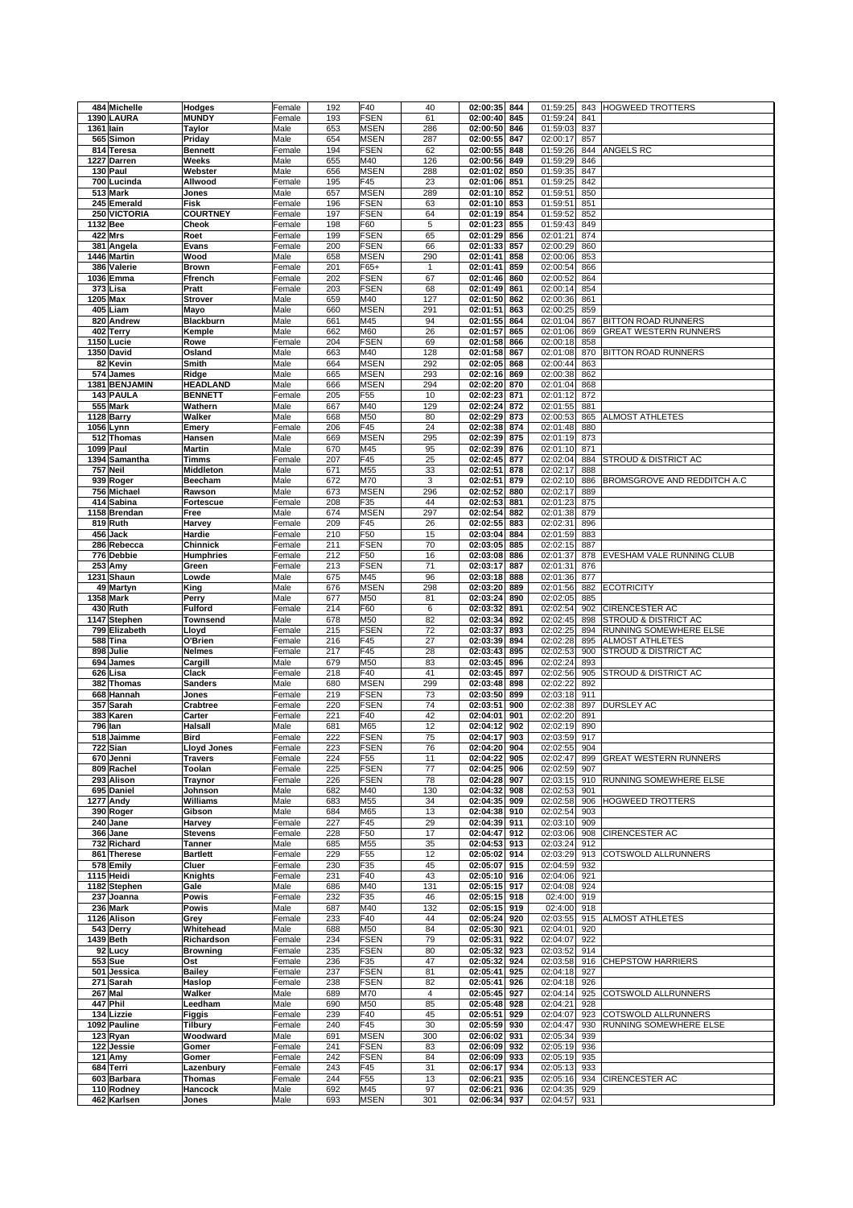| | | | | | | | | | | | | |
|---|---|---|---|---|---|---|---|---|---|---|---|---|
| 484 | Michelle | Hodges | Female | 192 | F40 | 40 | 02:00:35 | 844 | 01:59:25 | 843 | HOGWEED TROTTERS |
| 1390 | LAURA | MUNDY | Female | 193 | FSEN | 61 | 02:00:40 | 845 | 01:59:24 | 841 | |
| 1361 | Iain | Taylor | Male | 653 | MSEN | 286 | 02:00:50 | 846 | 01:59:03 | 837 | |
| 565 | Simon | Priday | Male | 654 | MSEN | 287 | 02:00:55 | 847 | 02:00:17 | 857 | |
| 814 | Teresa | Bennett | Female | 194 | FSEN | 62 | 02:00:55 | 848 | 01:59:26 | 844 | ANGELS RC |
| 1227 | Darren | Weeks | Male | 655 | M40 | 126 | 02:00:56 | 849 | 01:59:29 | 846 | |
| 130 | Paul | Webster | Male | 656 | MSEN | 288 | 02:01:02 | 850 | 01:59:35 | 847 | |
| 700 | Lucinda | Allwood | Female | 195 | F45 | 23 | 02:01:06 | 851 | 01:59:25 | 842 | |
| 513 | Mark | Jones | Male | 657 | MSEN | 289 | 02:01:10 | 852 | 01:59:51 | 850 | |
| 245 | Emerald | Fisk | Female | 196 | FSEN | 63 | 02:01:10 | 853 | 01:59:51 | 851 | |
| 250 | VICTORIA | COURTNEY | Female | 197 | FSEN | 64 | 02:01:19 | 854 | 01:59:52 | 852 | |
| 1132 | Bee | Cheok | Female | 198 | F60 | 5 | 02:01:23 | 855 | 01:59:43 | 849 | |
| 422 | Mrs | Roet | Female | 199 | FSEN | 65 | 02:01:29 | 856 | 02:01:21 | 874 | |
| 381 | Angela | Evans | Female | 200 | FSEN | 66 | 02:01:33 | 857 | 02:00:29 | 860 | |
| 1446 | Martin | Wood | Male | 658 | MSEN | 290 | 02:01:41 | 858 | 02:00:06 | 853 | |
| 386 | Valerie | Brown | Female | 201 | F65+ | 1 | 02:01:41 | 859 | 02:00:54 | 866 | |
| 1036 | Emma | Ffrench | Female | 202 | FSEN | 67 | 02:01:46 | 860 | 02:00:52 | 864 | |
| 373 | Lisa | Pratt | Female | 203 | FSEN | 68 | 02:01:49 | 861 | 02:00:14 | 854 | |
| 1205 | Max | Strover | Male | 659 | M40 | 127 | 02:01:50 | 862 | 02:00:36 | 861 | |
| 405 | Liam | Mayo | Male | 660 | MSEN | 291 | 02:01:51 | 863 | 02:00:25 | 859 | |
| 820 | Andrew | Blackburn | Male | 661 | M45 | 94 | 02:01:55 | 864 | 02:01:04 | 867 | BITTON ROAD RUNNERS |
| 402 | Terry | Kemple | Male | 662 | M60 | 26 | 02:01:57 | 865 | 02:01:06 | 869 | GREAT WESTERN RUNNERS |
| 1150 | Lucie | Rowe | Female | 204 | FSEN | 69 | 02:01:58 | 866 | 02:00:18 | 858 | |
| 1350 | David | Osland | Male | 663 | M40 | 128 | 02:01:58 | 867 | 02:01:08 | 870 | BITTON ROAD RUNNERS |
| 82 | Kevin | Smith | Male | 664 | MSEN | 292 | 02:02:05 | 868 | 02:00:44 | 863 | |
| 574 | James | Ridge | Male | 665 | MSEN | 293 | 02:02:16 | 869 | 02:00:38 | 862 | |
| 1381 | BENJAMIN | HEADLAND | Male | 666 | MSEN | 294 | 02:02:20 | 870 | 02:01:04 | 868 | |
| 143 | PAULA | BENNETT | Female | 205 | F55 | 10 | 02:02:23 | 871 | 02:01:12 | 872 | |
| 555 | Mark | Wathern | Male | 667 | M40 | 129 | 02:02:24 | 872 | 02:01:55 | 881 | |
| 1128 | Barry | Walker | Male | 668 | M50 | 80 | 02:02:29 | 873 | 02:00:53 | 865 | ALMOST ATHLETES |
| 1056 | Lynn | Emery | Female | 206 | F45 | 24 | 02:02:38 | 874 | 02:01:48 | 880 | |
| 512 | Thomas | Hansen | Male | 669 | MSEN | 295 | 02:02:39 | 875 | 02:01:19 | 873 | |
| 1099 | Paul | Martin | Male | 670 | M45 | 95 | 02:02:39 | 876 | 02:01:10 | 871 | |
| 1394 | Samantha | Timms | Female | 207 | F45 | 25 | 02:02:45 | 877 | 02:02:04 | 884 | STROUD & DISTRICT AC |
| 757 | Neil | Middleton | Male | 671 | M55 | 33 | 02:02:51 | 878 | 02:02:17 | 888 | |
| 939 | Roger | Beecham | Male | 672 | M70 | 3 | 02:02:51 | 879 | 02:02:10 | 886 | BROMSGROVE AND REDDITCH A.C |
| 756 | Michael | Rawson | Male | 673 | MSEN | 296 | 02:02:52 | 880 | 02:02:17 | 889 | |
| 414 | Sabina | Fortescue | Female | 208 | F35 | 44 | 02:02:53 | 881 | 02:01:23 | 875 | |
| 1158 | Brendan | Free | Male | 674 | MSEN | 297 | 02:02:54 | 882 | 02:01:38 | 879 | |
| 819 | Ruth | Harvey | Female | 209 | F45 | 26 | 02:02:55 | 883 | 02:02:31 | 896 | |
| 456 | Jack | Hardie | Female | 210 | F50 | 15 | 02:03:04 | 884 | 02:01:59 | 883 | |
| 286 | Rebecca | Chinnick | Female | 211 | FSEN | 70 | 02:03:05 | 885 | 02:02:15 | 887 | |
| 776 | Debbie | Humphries | Female | 212 | F50 | 16 | 02:03:08 | 886 | 02:01:37 | 878 | EVESHAM VALE RUNNING CLUB |
| 253 | Amy | Green | Female | 213 | FSEN | 71 | 02:03:17 | 887 | 02:01:31 | 876 | |
| 1231 | Shaun | Lowde | Male | 675 | M45 | 96 | 02:03:18 | 888 | 02:01:36 | 877 | |
| 49 | Martyn | King | Male | 676 | MSEN | 298 | 02:03:20 | 889 | 02:01:56 | 882 | ECOTRICITY |
| 1358 | Mark | Perry | Male | 677 | M50 | 81 | 02:03:24 | 890 | 02:02:05 | 885 | |
| 430 | Ruth | Fulford | Female | 214 | F60 | 6 | 02:03:32 | 891 | 02:02:54 | 902 | CIRENCESTER AC |
| 1147 | Stephen | Townsend | Male | 678 | M50 | 82 | 02:03:34 | 892 | 02:02:45 | 898 | STROUD & DISTRICT AC |
| 799 | Elizabeth | Lloyd | Female | 215 | FSEN | 72 | 02:03:37 | 893 | 02:02:25 | 894 | RUNNING SOMEWHERE ELSE |
| 588 | Tina | O'Brien | Female | 216 | F45 | 27 | 02:03:39 | 894 | 02:02:28 | 895 | ALMOST ATHLETES |
| 898 | Julie | Nelmes | Female | 217 | F45 | 28 | 02:03:43 | 895 | 02:02:53 | 900 | STROUD & DISTRICT AC |
| 694 | James | Cargill | Male | 679 | M50 | 83 | 02:03:45 | 896 | 02:02:24 | 893 | |
| 626 | Lisa | Clack | Female | 218 | F40 | 41 | 02:03:45 | 897 | 02:02:56 | 905 | STROUD & DISTRICT AC |
| 382 | Thomas | Sanders | Male | 680 | MSEN | 299 | 02:03:48 | 898 | 02:02:22 | 892 | |
| 668 | Hannah | Jones | Female | 219 | FSEN | 73 | 02:03:50 | 899 | 02:03:18 | 911 | |
| 357 | Sarah | Crabtree | Female | 220 | FSEN | 74 | 02:03:51 | 900 | 02:02:38 | 897 | DURSLEY AC |
| 383 | Karen | Carter | Female | 221 | F40 | 42 | 02:04:01 | 901 | 02:02:20 | 891 | |
| 796 | Ian | Halsall | Male | 681 | M65 | 12 | 02:04:12 | 902 | 02:02:19 | 890 | |
| 518 | Jaimme | Bird | Female | 222 | FSEN | 75 | 02:04:17 | 903 | 02:03:59 | 917 | |
| 722 | Sian | Lloyd Jones | Female | 223 | FSEN | 76 | 02:04:20 | 904 | 02:02:55 | 904 | |
| 670 | Jenni | Travers | Female | 224 | F55 | 11 | 02:04:22 | 905 | 02:02:47 | 899 | GREAT WESTERN RUNNERS |
| 809 | Rachel | Toolan | Female | 225 | FSEN | 77 | 02:04:25 | 906 | 02:02:59 | 907 | |
| 293 | Alison | Traynor | Female | 226 | FSEN | 78 | 02:04:28 | 907 | 02:03:15 | 910 | RUNNING SOMEWHERE ELSE |
| 695 | Daniel | Johnson | Male | 682 | M40 | 130 | 02:04:32 | 908 | 02:02:53 | 901 | |
| 1277 | Andy | Williams | Male | 683 | M55 | 34 | 02:04:35 | 909 | 02:02:58 | 906 | HOGWEED TROTTERS |
| 390 | Roger | Gibson | Male | 684 | M65 | 13 | 02:04:38 | 910 | 02:02:54 | 903 | |
| 240 | Jane | Harvey | Female | 227 | F45 | 29 | 02:04:39 | 911 | 02:03:10 | 909 | |
| 366 | Jane | Stevens | Female | 228 | F50 | 17 | 02:04:47 | 912 | 02:03:06 | 908 | CIRENCESTER AC |
| 732 | Richard | Tanner | Male | 685 | M55 | 35 | 02:04:53 | 913 | 02:03:24 | 912 | |
| 861 | Therese | Bartlett | Female | 229 | F55 | 12 | 02:05:02 | 914 | 02:03:29 | 913 | COTSWOLD ALLRUNNERS |
| 578 | Emily | Cluer | Female | 230 | F35 | 45 | 02:05:07 | 915 | 02:04:59 | 932 | |
| 1115 | Heidi | Knights | Female | 231 | F40 | 43 | 02:05:10 | 916 | 02:04:06 | 921 | |
| 1182 | Stephen | Gale | Male | 686 | M40 | 131 | 02:05:15 | 917 | 02:04:08 | 924 | |
| 237 | Joanna | Powis | Female | 232 | F35 | 46 | 02:05:15 | 918 | 02:4:00 | 919 | |
| 236 | Mark | Powis | Male | 687 | M40 | 132 | 02:05:15 | 919 | 02:4:00 | 918 | |
| 1126 | Alison | Grey | Female | 233 | F40 | 44 | 02:05:24 | 920 | 02:03:55 | 915 | ALMOST ATHLETES |
| 543 | Derry | Whitehead | Male | 688 | M50 | 84 | 02:05:30 | 921 | 02:04:01 | 920 | |
| 1439 | Beth | Richardson | Female | 234 | FSEN | 79 | 02:05:31 | 922 | 02:04:07 | 922 | |
| 92 | Lucy | Browning | Female | 235 | FSEN | 80 | 02:05:32 | 923 | 02:03:52 | 914 | |
| 553 | Sue | Ost | Female | 236 | F35 | 47 | 02:05:32 | 924 | 02:03:58 | 916 | CHEPSTOW HARRIERS |
| 501 | Jessica | Bailey | Female | 237 | FSEN | 81 | 02:05:41 | 925 | 02:04:18 | 927 | |
| 271 | Sarah | Haslop | Female | 238 | FSEN | 82 | 02:05:41 | 926 | 02:04:18 | 926 | |
| 267 | Mal | Walker | Male | 689 | M70 | 4 | 02:05:45 | 927 | 02:04:14 | 925 | COTSWOLD ALLRUNNERS |
| 447 | Phil | Leedham | Male | 690 | M50 | 85 | 02:05:48 | 928 | 02:04:21 | 928 | |
| 134 | Lizzie | Figgis | Female | 239 | F40 | 45 | 02:05:51 | 929 | 02:04:07 | 923 | COTSWOLD ALLRUNNERS |
| 1092 | Pauline | Tilbury | Female | 240 | F45 | 30 | 02:05:59 | 930 | 02:04:47 | 930 | RUNNING SOMEWHERE ELSE |
| 123 | Ryan | Woodward | Male | 691 | MSEN | 300 | 02:06:02 | 931 | 02:05:34 | 939 | |
| 122 | Jessie | Gomer | Female | 241 | FSEN | 83 | 02:06:09 | 932 | 02:05:19 | 936 | |
| 121 | Amy | Gomer | Female | 242 | FSEN | 84 | 02:06:09 | 933 | 02:05:19 | 935 | |
| 684 | Terri | Lazenbury | Female | 243 | F45 | 31 | 02:06:17 | 934 | 02:05:13 | 933 | |
| 603 | Barbara | Thomas | Female | 244 | F55 | 13 | 02:06:21 | 935 | 02:05:16 | 934 | CIRENCESTER AC |
| 110 | Rodney | Hancock | Male | 692 | M45 | 97 | 02:06:21 | 936 | 02:04:35 | 929 | |
| 462 | Karlsen | Jones | Male | 693 | MSEN | 301 | 02:06:34 | 937 | 02:04:57 | 931 | |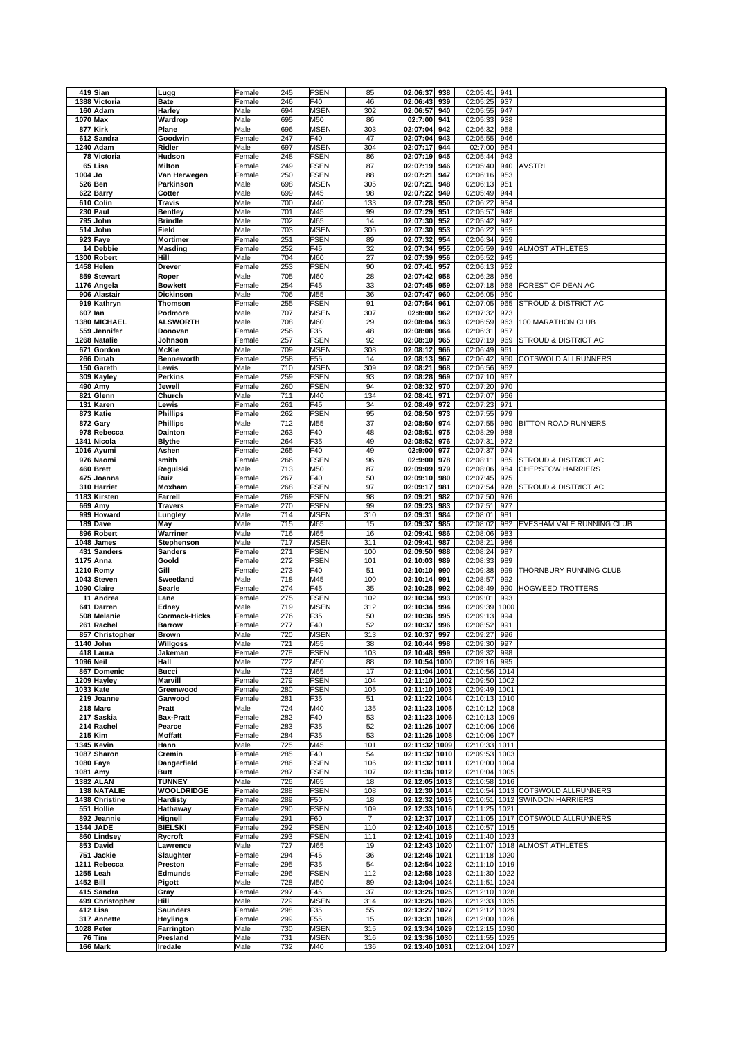| 419 | Sian | Lugg | Female | 245 | FSEN | 85 | 02:06:37 | 938 | 02:05:41 | 941 | |
|---|---|---|---|---|---|---|---|---|---|---|---|
| 1388 | Victoria | Bate | Female | 246 | F40 | 46 | 02:06:43 | 939 | 02:05:25 | 937 | |
| 160 | Adam | Harley | Male | 694 | MSEN | 302 | 02:06:57 | 940 | 02:05:55 | 947 | |
| 1070 | Max | Wardrop | Male | 695 | M50 | 86 | 02:7:00 | 941 | 02:05:33 | 938 | |
| 877 | Kirk | Plane | Male | 696 | MSEN | 303 | 02:07:04 | 942 | 02:06:32 | 958 | |
| 612 | Sandra | Goodwin | Female | 247 | F40 | 47 | 02:07:04 | 943 | 02:05:55 | 946 | |
| 1240 | Adam | Ridler | Male | 697 | MSEN | 304 | 02:07:17 | 944 | 02:7:00 | 964 | |
| 78 | Victoria | Hudson | Female | 248 | FSEN | 86 | 02:07:19 | 945 | 02:05:44 | 943 | |
| 65 | Lisa | Milton | Female | 249 | FSEN | 87 | 02:07:19 | 946 | 02:05:40 | 940 | AVSTRI |
| 1004 | Jo | Van Herwegen | Female | 250 | FSEN | 88 | 02:07:21 | 947 | 02:06:16 | 953 | |
| 526 | Ben | Parkinson | Male | 698 | MSEN | 305 | 02:07:21 | 948 | 02:06:13 | 951 | |
| 622 | Barry | Cotter | Male | 699 | M45 | 98 | 02:07:22 | 949 | 02:05:49 | 944 | |
| 610 | Colin | Travis | Male | 700 | M40 | 133 | 02:07:28 | 950 | 02:06:22 | 954 | |
| 230 | Paul | Bentley | Male | 701 | M45 | 99 | 02:07:29 | 951 | 02:05:57 | 948 | |
| 795 | John | Brindle | Male | 702 | M65 | 14 | 02:07:30 | 952 | 02:05:42 | 942 | |
| 514 | John | Field | Male | 703 | MSEN | 306 | 02:07:30 | 953 | 02:06:22 | 955 | |
| 923 | Faye | Mortimer | Female | 251 | FSEN | 89 | 02:07:32 | 954 | 02:06:34 | 959 | |
| 14 | Debbie | Masding | Female | 252 | F45 | 32 | 02:07:34 | 955 | 02:05:59 | 949 | ALMOST ATHLETES |
| 1300 | Robert | Hill | Male | 704 | M60 | 27 | 02:07:39 | 956 | 02:05:52 | 945 | |
| 1458 | Helen | Drever | Female | 253 | FSEN | 90 | 02:07:41 | 957 | 02:06:13 | 952 | |
| 859 | Stewart | Roper | Male | 705 | M60 | 28 | 02:07:42 | 958 | 02:06:28 | 956 | |
| 1176 | Angela | Bowkett | Female | 254 | F45 | 33 | 02:07:45 | 959 | 02:07:18 | 968 | FOREST OF DEAN AC |
| 906 | Alastair | Dickinson | Male | 706 | M55 | 36 | 02:07:47 | 960 | 02:06:05 | 950 | |
| 919 | Kathryn | Thomson | Female | 255 | FSEN | 91 | 02:07:54 | 961 | 02:07:05 | 965 | STROUD & DISTRICT AC |
| 607 | Ian | Podmore | Male | 707 | MSEN | 307 | 02:8:00 | 962 | 02:07:32 | 973 | |
| 1380 | MICHAEL | ALSWORTH | Male | 708 | M60 | 29 | 02:08:04 | 963 | 02:06:59 | 963 | 100 MARATHON CLUB |
| 559 | Jennifer | Donovan | Female | 256 | F35 | 48 | 02:08:08 | 964 | 02:06:31 | 957 | |
| 1268 | Natalie | Johnson | Female | 257 | FSEN | 92 | 02:08:10 | 965 | 02:07:19 | 969 | STROUD & DISTRICT AC |
| 671 | Gordon | McKie | Male | 709 | MSEN | 308 | 02:08:12 | 966 | 02:06:49 | 961 | |
| 266 | Dinah | Benneworth | Female | 258 | F55 | 14 | 02:08:13 | 967 | 02:06:42 | 960 | COTSWOLD ALLRUNNERS |
| 150 | Gareth | Lewis | Male | 710 | MSEN | 309 | 02:08:21 | 968 | 02:06:56 | 962 | |
| 309 | Kayley | Perkins | Female | 259 | FSEN | 93 | 02:08:28 | 969 | 02:07:10 | 967 | |
| 490 | Amy | Jewell | Female | 260 | FSEN | 94 | 02:08:32 | 970 | 02:07:20 | 970 | |
| 821 | Glenn | Church | Male | 711 | M40 | 134 | 02:08:41 | 971 | 02:07:07 | 966 | |
| 131 | Karen | Lewis | Female | 261 | F45 | 34 | 02:08:49 | 972 | 02:07:23 | 971 | |
| 873 | Katie | Phillips | Female | 262 | FSEN | 95 | 02:08:50 | 973 | 02:07:55 | 979 | |
| 872 | Gary | Phillips | Male | 712 | M55 | 37 | 02:08:50 | 974 | 02:07:55 | 980 | BITTON ROAD RUNNERS |
| 978 | Rebecca | Dainton | Female | 263 | F40 | 48 | 02:08:51 | 975 | 02:08:29 | 988 | |
| 1341 | Nicola | Blythe | Female | 264 | F35 | 49 | 02:08:52 | 976 | 02:07:31 | 972 | |
| 1016 | Ayumi | Ashen | Female | 265 | F40 | 49 | 02:9:00 | 977 | 02:07:37 | 974 | |
| 976 | Naomi | smith | Female | 266 | FSEN | 96 | 02:9:00 | 978 | 02:08:11 | 985 | STROUD & DISTRICT AC |
| 460 | Brett | Regulski | Male | 713 | M50 | 87 | 02:09:09 | 979 | 02:08:06 | 984 | CHEPSTOW HARRIERS |
| 475 | Joanna | Ruiz | Female | 267 | F40 | 50 | 02:09:10 | 980 | 02:07:45 | 975 | |
| 310 | Harriet | Moxham | Female | 268 | FSEN | 97 | 02:09:17 | 981 | 02:07:54 | 978 | STROUD & DISTRICT AC |
| 1183 | Kirsten | Farrell | Female | 269 | FSEN | 98 | 02:09:21 | 982 | 02:07:50 | 976 | |
| 669 | Amy | Travers | Female | 270 | FSEN | 99 | 02:09:23 | 983 | 02:07:51 | 977 | |
| 999 | Howard | Lungley | Male | 714 | MSEN | 310 | 02:09:31 | 984 | 02:08:01 | 981 | |
| 189 | Dave | May | Male | 715 | M65 | 15 | 02:09:37 | 985 | 02:08:02 | 982 | EVESHAM VALE RUNNING CLUB |
| 896 | Robert | Warriner | Male | 716 | M65 | 16 | 02:09:41 | 986 | 02:08:06 | 983 | |
| 1048 | James | Stephenson | Male | 717 | MSEN | 311 | 02:09:41 | 987 | 02:08:21 | 986 | |
| 431 | Sanders | Sanders | Female | 271 | FSEN | 100 | 02:09:50 | 988 | 02:08:24 | 987 | |
| 1175 | Anna | Goold | Female | 272 | FSEN | 101 | 02:10:03 | 989 | 02:08:33 | 989 | |
| 1210 | Romy | Gill | Female | 273 | F40 | 51 | 02:10:10 | 990 | 02:09:38 | 999 | THORNBURY RUNNING CLUB |
| 1043 | Steven | Sweetland | Male | 718 | M45 | 100 | 02:10:14 | 991 | 02:08:57 | 992 | |
| 1090 | Claire | Searle | Female | 274 | F45 | 35 | 02:10:28 | 992 | 02:08:49 | 990 | HOGWEED TROTTERS |
| 11 | Andrea | Lane | Female | 275 | FSEN | 102 | 02:10:34 | 993 | 02:09:01 | 993 | |
| 641 | Darren | Edney | Male | 719 | MSEN | 312 | 02:10:34 | 994 | 02:09:39 | 1000 | |
| 508 | Melanie | Cormack-Hicks | Female | 276 | F35 | 50 | 02:10:36 | 995 | 02:09:13 | 994 | |
| 261 | Rachel | Barrow | Female | 277 | F40 | 52 | 02:10:37 | 996 | 02:08:52 | 991 | |
| 857 | Christopher | Brown | Male | 720 | MSEN | 313 | 02:10:37 | 997 | 02:09:27 | 996 | |
| 1140 | John | Willgoss | Male | 721 | M55 | 38 | 02:10:44 | 998 | 02:09:30 | 997 | |
| 418 | Laura | Jakeman | Female | 278 | FSEN | 103 | 02:10:48 | 999 | 02:09:32 | 998 | |
| 1096 | Neil | Hall | Male | 722 | M50 | 88 | 02:10:54 | 1000 | 02:09:16 | 995 | |
| 867 | Domenic | Bucci | Male | 723 | M65 | 17 | 02:11:04 | 1001 | 02:10:56 | 1014 | |
| 1209 | Hayley | Marvill | Female | 279 | FSEN | 104 | 02:11:10 | 1002 | 02:09:50 | 1002 | |
| 1033 | Kate | Greenwood | Female | 280 | FSEN | 105 | 02:11:10 | 1003 | 02:09:49 | 1001 | |
| 219 | Joanne | Garwood | Female | 281 | F35 | 51 | 02:11:22 | 1004 | 02:10:13 | 1010 | |
| 218 | Marc | Pratt | Male | 724 | M40 | 135 | 02:11:23 | 1005 | 02:10:12 | 1008 | |
| 217 | Saskia | Bax-Pratt | Female | 282 | F40 | 53 | 02:11:23 | 1006 | 02:10:13 | 1009 | |
| 214 | Rachel | Pearce | Female | 283 | F35 | 52 | 02:11:26 | 1007 | 02:10:06 | 1006 | |
| 215 | Kim | Moffatt | Female | 284 | F35 | 53 | 02:11:26 | 1008 | 02:10:06 | 1007 | |
| 1345 | Kevin | Hann | Male | 725 | M45 | 101 | 02:11:32 | 1009 | 02:10:33 | 1011 | |
| 1087 | Sharon | Cremin | Female | 285 | F40 | 54 | 02:11:32 | 1010 | 02:09:53 | 1003 | |
| 1080 | Faye | Dangerfield | Female | 286 | FSEN | 106 | 02:11:32 | 1011 | 02:10:00 | 1004 | |
| 1081 | Amy | Butt | Female | 287 | FSEN | 107 | 02:11:36 | 1012 | 02:10:04 | 1005 | |
| 1382 | ALAN | TUNNEY | Male | 726 | M65 | 18 | 02:12:05 | 1013 | 02:10:58 | 1016 | |
| 138 | NATALIE | WOOLDRIDGE | Female | 288 | FSEN | 108 | 02:12:30 | 1014 | 02:10:54 | 1013 | COTSWOLD ALLRUNNERS |
| 1438 | Christine | Hardisty | Female | 289 | F50 | 18 | 02:12:32 | 1015 | 02:10:51 | 1012 | SWINDON HARRIERS |
| 551 | Hollie | Hathaway | Female | 290 | FSEN | 109 | 02:12:33 | 1016 | 02:11:25 | 1021 | |
| 892 | Jeannie | Hignell | Female | 291 | F60 | 7 | 02:12:37 | 1017 | 02:11:05 | 1017 | COTSWOLD ALLRUNNERS |
| 1344 | JADE | BIELSKI | Female | 292 | FSEN | 110 | 02:12:40 | 1018 | 02:10:57 | 1015 | |
| 860 | Lindsey | Rycroft | Female | 293 | FSEN | 111 | 02:12:41 | 1019 | 02:11:40 | 1023 | |
| 853 | David | Lawrence | Male | 727 | M65 | 19 | 02:12:43 | 1020 | 02:11:07 | 1018 | ALMOST ATHLETES |
| 751 | Jackie | Slaughter | Female | 294 | F45 | 36 | 02:12:46 | 1021 | 02:11:18 | 1020 | |
| 1211 | Rebecca | Preston | Female | 295 | F35 | 54 | 02:12:54 | 1022 | 02:11:10 | 1019 | |
| 1255 | Leah | Edmunds | Female | 296 | FSEN | 112 | 02:12:58 | 1023 | 02:11:30 | 1022 | |
| 1452 | Bill | Pigott | Male | 728 | M50 | 89 | 02:13:04 | 1024 | 02:11:51 | 1024 | |
| 415 | Sandra | Gray | Female | 297 | F45 | 37 | 02:13:26 | 1025 | 02:12:10 | 1028 | |
| 499 | Christopher | Hill | Male | 729 | MSEN | 314 | 02:13:26 | 1026 | 02:12:33 | 1035 | |
| 412 | Lisa | Saunders | Female | 298 | F35 | 55 | 02:13:27 | 1027 | 02:12:12 | 1029 | |
| 317 | Annette | Heylings | Female | 299 | F55 | 15 | 02:13:31 | 1028 | 02:12:00 | 1026 | |
| 1028 | Peter | Farrington | Male | 730 | MSEN | 315 | 02:13:34 | 1029 | 02:12:15 | 1030 | |
| 76 | Tim | Presland | Male | 731 | MSEN | 316 | 02:13:36 | 1030 | 02:11:55 | 1025 | |
| 166 | Mark | Iredale | Male | 732 | M40 | 136 | 02:13:40 | 1031 | 02:12:04 | 1027 | |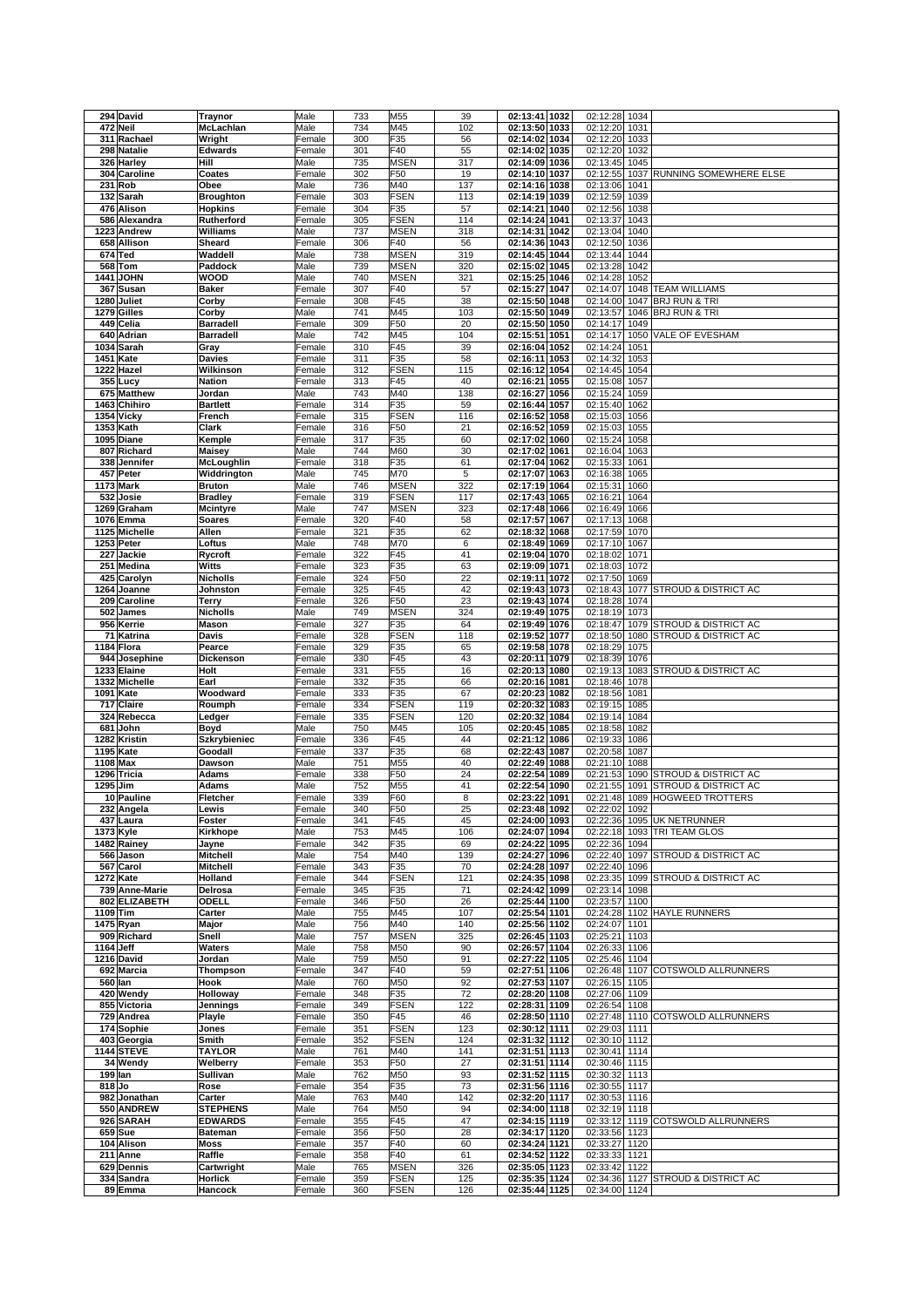| | | | | | | | | | | | |
|---|---|---|---|---|---|---|---|---|---|---|---|
| 294 | David | Traynor | Male | 733 | M55 | 39 | 02:13:41 | 1032 | 02:12:28 | 1034 | |
| 472 | Neil | McLachlan | Male | 734 | M45 | 102 | 02:13:50 | 1033 | 02:12:20 | 1031 | |
| 311 | Rachael | Wright | Female | 300 | F35 | 56 | 02:14:02 | 1034 | 02:12:20 | 1033 | |
| 298 | Natalie | Edwards | Female | 301 | F40 | 55 | 02:14:02 | 1035 | 02:12:20 | 1032 | |
| 326 | Harley | Hill | Male | 735 | MSEN | 317 | 02:14:09 | 1036 | 02:13:45 | 1045 | |
| 304 | Caroline | Coates | Female | 302 | F50 | 19 | 02:14:10 | 1037 | 02:12:55 | 1037 | RUNNING SOMEWHERE ELSE |
| 231 | Rob | Obee | Male | 736 | M40 | 137 | 02:14:16 | 1038 | 02:13:06 | 1041 | |
| 132 | Sarah | Broughton | Female | 303 | FSEN | 113 | 02:14:19 | 1039 | 02:12:59 | 1039 | |
| 476 | Alison | Hopkins | Female | 304 | F35 | 57 | 02:14:21 | 1040 | 02:12:56 | 1038 | |
| 586 | Alexandra | Rutherford | Female | 305 | FSEN | 114 | 02:14:24 | 1041 | 02:13:37 | 1043 | |
| 1223 | Andrew | Williams | Male | 737 | MSEN | 318 | 02:14:31 | 1042 | 02:13:04 | 1040 | |
| 658 | Allison | Sheard | Female | 306 | F40 | 56 | 02:14:36 | 1043 | 02:12:50 | 1036 | |
| 674 | Ted | Waddell | Male | 738 | MSEN | 319 | 02:14:45 | 1044 | 02:13:44 | 1044 | |
| 568 | Tom | Paddock | Male | 739 | MSEN | 320 | 02:15:02 | 1045 | 02:13:28 | 1042 | |
| 1441 | JOHN | WOOD | Male | 740 | MSEN | 321 | 02:15:25 | 1046 | 02:14:28 | 1052 | |
| 367 | Susan | Baker | Female | 307 | F40 | 57 | 02:15:27 | 1047 | 02:14:07 | 1048 | TEAM WILLIAMS |
| 1280 | Juliet | Corby | Female | 308 | F45 | 38 | 02:15:50 | 1048 | 02:14:00 | 1047 | BRJ RUN & TRI |
| 1279 | Gilles | Corby | Male | 741 | M45 | 103 | 02:15:50 | 1049 | 02:13:57 | 1046 | BRJ RUN & TRI |
| 449 | Celia | Barradell | Female | 309 | F50 | 20 | 02:15:50 | 1050 | 02:14:17 | 1049 | |
| 640 | Adrian | Barradell | Male | 742 | M45 | 104 | 02:15:51 | 1051 | 02:14:17 | 1050 | VALE OF EVESHAM |
| 1034 | Sarah | Gray | Female | 310 | F45 | 39 | 02:16:04 | 1052 | 02:14:24 | 1051 | |
| 1451 | Kate | Davies | Female | 311 | F35 | 58 | 02:16:11 | 1053 | 02:14:32 | 1053 | |
| 1222 | Hazel | Wilkinson | Female | 312 | FSEN | 115 | 02:16:12 | 1054 | 02:14:45 | 1054 | |
| 355 | Lucy | Nation | Female | 313 | F45 | 40 | 02:16:21 | 1055 | 02:15:08 | 1057 | |
| 675 | Matthew | Jordan | Male | 743 | M40 | 138 | 02:16:27 | 1056 | 02:15:24 | 1059 | |
| 1463 | Chihiro | Bartlett | Female | 314 | F35 | 59 | 02:16:44 | 1057 | 02:15:40 | 1062 | |
| 1354 | Vicky | French | Female | 315 | FSEN | 116 | 02:16:52 | 1058 | 02:15:03 | 1056 | |
| 1353 | Kath | Clark | Female | 316 | F50 | 21 | 02:16:52 | 1059 | 02:15:03 | 1055 | |
| 1095 | Diane | Kemple | Female | 317 | F35 | 60 | 02:17:02 | 1060 | 02:15:24 | 1058 | |
| 807 | Richard | Maisey | Male | 744 | M60 | 30 | 02:17:02 | 1061 | 02:16:04 | 1063 | |
| 338 | Jennifer | McLoughlin | Female | 318 | F35 | 61 | 02:17:04 | 1062 | 02:15:33 | 1061 | |
| 457 | Peter | Widdrington | Male | 745 | M70 | 5 | 02:17:07 | 1063 | 02:16:38 | 1065 | |
| 1173 | Mark | Bruton | Male | 746 | MSEN | 322 | 02:17:19 | 1064 | 02:15:31 | 1060 | |
| 532 | Josie | Bradley | Female | 319 | FSEN | 117 | 02:17:43 | 1065 | 02:16:21 | 1064 | |
| 1269 | Graham | Mcintyre | Male | 747 | MSEN | 323 | 02:17:48 | 1066 | 02:16:49 | 1066 | |
| 1076 | Emma | Soares | Female | 320 | F40 | 58 | 02:17:57 | 1067 | 02:17:13 | 1068 | |
| 1125 | Michelle | Allen | Female | 321 | F35 | 62 | 02:18:32 | 1068 | 02:17:59 | 1070 | |
| 1253 | Peter | Loftus | Male | 748 | M70 | 6 | 02:18:49 | 1069 | 02:17:10 | 1067 | |
| 227 | Jackie | Rycroft | Female | 322 | F45 | 41 | 02:19:04 | 1070 | 02:18:02 | 1071 | |
| 251 | Medina | Witts | Female | 323 | F35 | 63 | 02:19:09 | 1071 | 02:18:03 | 1072 | |
| 425 | Carolyn | Nicholls | Female | 324 | F50 | 22 | 02:19:11 | 1072 | 02:17:50 | 1069 | |
| 1264 | Joanne | Johnston | Female | 325 | F45 | 42 | 02:19:43 | 1073 | 02:18:43 | 1077 | STROUD & DISTRICT AC |
| 209 | Caroline | Terry | Female | 326 | F50 | 23 | 02:19:43 | 1074 | 02:18:28 | 1074 | |
| 502 | James | Nicholls | Male | 749 | MSEN | 324 | 02:19:49 | 1075 | 02:18:19 | 1073 | |
| 956 | Kerrie | Mason | Female | 327 | F35 | 64 | 02:19:49 | 1076 | 02:18:47 | 1079 | STROUD & DISTRICT AC |
| 71 | Katrina | Davis | Female | 328 | FSEN | 118 | 02:19:52 | 1077 | 02:18:50 | 1080 | STROUD & DISTRICT AC |
| 1184 | Flora | Pearce | Female | 329 | F35 | 65 | 02:19:58 | 1078 | 02:18:29 | 1075 | |
| 944 | Josephine | Dickenson | Female | 330 | F45 | 43 | 02:20:11 | 1079 | 02:18:39 | 1076 | |
| 1233 | Elaine | Holt | Female | 331 | F55 | 16 | 02:20:13 | 1080 | 02:19:13 | 1083 | STROUD & DISTRICT AC |
| 1332 | Michelle | Earl | Female | 332 | F35 | 66 | 02:20:16 | 1081 | 02:18:46 | 1078 | |
| 1091 | Kate | Woodward | Female | 333 | F35 | 67 | 02:20:23 | 1082 | 02:18:56 | 1081 | |
| 717 | Claire | Roumph | Female | 334 | FSEN | 119 | 02:20:32 | 1083 | 02:19:15 | 1085 | |
| 324 | Rebecca | Ledger | Female | 335 | FSEN | 120 | 02:20:32 | 1084 | 02:19:14 | 1084 | |
| 681 | John | Boyd | Male | 750 | M45 | 105 | 02:20:45 | 1085 | 02:18:58 | 1082 | |
| 1282 | Kristin | Szkrybieniec | Female | 336 | F45 | 44 | 02:21:12 | 1086 | 02:19:33 | 1086 | |
| 1195 | Kate | Goodall | Female | 337 | F35 | 68 | 02:22:43 | 1087 | 02:20:58 | 1087 | |
| 1108 | Max | Dawson | Male | 751 | M55 | 40 | 02:22:49 | 1088 | 02:21:10 | 1088 | |
| 1296 | Tricia | Adams | Female | 338 | F50 | 24 | 02:22:54 | 1089 | 02:21:53 | 1090 | STROUD & DISTRICT AC |
| 1295 | Jim | Adams | Male | 752 | M55 | 41 | 02:22:54 | 1090 | 02:21:55 | 1091 | STROUD & DISTRICT AC |
| 10 | Pauline | Fletcher | Female | 339 | F60 | 8 | 02:23:22 | 1091 | 02:21:48 | 1089 | HOGWEED TROTTERS |
| 232 | Angela | Lewis | Female | 340 | F50 | 25 | 02:23:48 | 1092 | 02:22:02 | 1092 | |
| 437 | Laura | Foster | Female | 341 | F45 | 45 | 02:24:00 | 1093 | 02:22:36 | 1095 | UK NETRUNNER |
| 1373 | Kyle | Kirkhope | Male | 753 | M45 | 106 | 02:24:07 | 1094 | 02:22:18 | 1093 | TRI TEAM GLOS |
| 1482 | Rainey | Jayne | Female | 342 | F35 | 69 | 02:24:22 | 1095 | 02:22:36 | 1094 | |
| 566 | Jason | Mitchell | Male | 754 | M40 | 139 | 02:24:27 | 1096 | 02:22:40 | 1097 | STROUD & DISTRICT AC |
| 567 | Carol | Mitchell | Female | 343 | F35 | 70 | 02:24:28 | 1097 | 02:22:40 | 1096 | |
| 1272 | Kate | Holland | Female | 344 | FSEN | 121 | 02:24:35 | 1098 | 02:23:35 | 1099 | STROUD & DISTRICT AC |
| 739 | Anne-Marie | Delrosa | Female | 345 | F35 | 71 | 02:24:42 | 1099 | 02:23:14 | 1098 | |
| 802 | ELIZABETH | ODELL | Female | 346 | F50 | 26 | 02:25:44 | 1100 | 02:23:57 | 1100 | |
| 1109 | Tim | Carter | Male | 755 | M45 | 107 | 02:25:54 | 1101 | 02:24:28 | 1102 | HAYLE RUNNERS |
| 1475 | Ryan | Major | Male | 756 | M40 | 140 | 02:25:56 | 1102 | 02:24:07 | 1101 | |
| 909 | Richard | Snell | Male | 757 | MSEN | 325 | 02:26:45 | 1103 | 02:25:21 | 1103 | |
| 1164 | Jeff | Waters | Male | 758 | M50 | 90 | 02:26:57 | 1104 | 02:26:33 | 1106 | |
| 1216 | David | Jordan | Male | 759 | M50 | 91 | 02:27:22 | 1105 | 02:25:46 | 1104 | |
| 692 | Marcia | Thompson | Female | 347 | F40 | 59 | 02:27:51 | 1106 | 02:26:48 | 1107 | COTSWOLD ALLRUNNERS |
| 560 | Ian | Hook | Male | 760 | M50 | 92 | 02:27:53 | 1107 | 02:26:15 | 1105 | |
| 420 | Wendy | Holloway | Female | 348 | F35 | 72 | 02:28:20 | 1108 | 02:27:06 | 1109 | |
| 855 | Victoria | Jennings | Female | 349 | FSEN | 122 | 02:28:31 | 1109 | 02:26:54 | 1108 | |
| 729 | Andrea | Playle | Female | 350 | F45 | 46 | 02:28:50 | 1110 | 02:27:48 | 1110 | COTSWOLD ALLRUNNERS |
| 174 | Sophie | Jones | Female | 351 | FSEN | 123 | 02:30:12 | 1111 | 02:29:03 | 1111 | |
| 403 | Georgia | Smith | Female | 352 | FSEN | 124 | 02:31:32 | 1112 | 02:30:10 | 1112 | |
| 1144 | STEVE | TAYLOR | Male | 761 | M40 | 141 | 02:31:51 | 1113 | 02:30:41 | 1114 | |
| 34 | Wendy | Welberry | Female | 353 | F50 | 27 | 02:31:51 | 1114 | 02:30:46 | 1115 | |
| 199 | Ian | Sullivan | Male | 762 | M50 | 93 | 02:31:52 | 1115 | 02:30:32 | 1113 | |
| 818 | Jo | Rose | Female | 354 | F35 | 73 | 02:31:56 | 1116 | 02:30:55 | 1117 | |
| 982 | Jonathan | Carter | Male | 763 | M40 | 142 | 02:32:20 | 1117 | 02:30:53 | 1116 | |
| 550 | ANDREW | STEPHENS | Male | 764 | M50 | 94 | 02:34:00 | 1118 | 02:32:19 | 1118 | |
| 926 | SARAH | EDWARDS | Female | 355 | F45 | 47 | 02:34:15 | 1119 | 02:33:12 | 1119 | COTSWOLD ALLRUNNERS |
| 659 | Sue | Bateman | Female | 356 | F50 | 28 | 02:34:17 | 1120 | 02:33:56 | 1123 | |
| 104 | Alison | Moss | Female | 357 | F40 | 60 | 02:34:24 | 1121 | 02:33:27 | 1120 | |
| 211 | Anne | Raffle | Female | 358 | F40 | 61 | 02:34:52 | 1122 | 02:33:33 | 1121 | |
| 629 | Dennis | Cartwright | Male | 765 | MSEN | 326 | 02:35:05 | 1123 | 02:33:42 | 1122 | |
| 334 | Sandra | Horlick | Female | 359 | FSEN | 125 | 02:35:35 | 1124 | 02:34:36 | 1127 | STROUD & DISTRICT AC |
| 89 | Emma | Hancock | Female | 360 | FSEN | 126 | 02:35:44 | 1125 | 02:34:00 | 1124 | |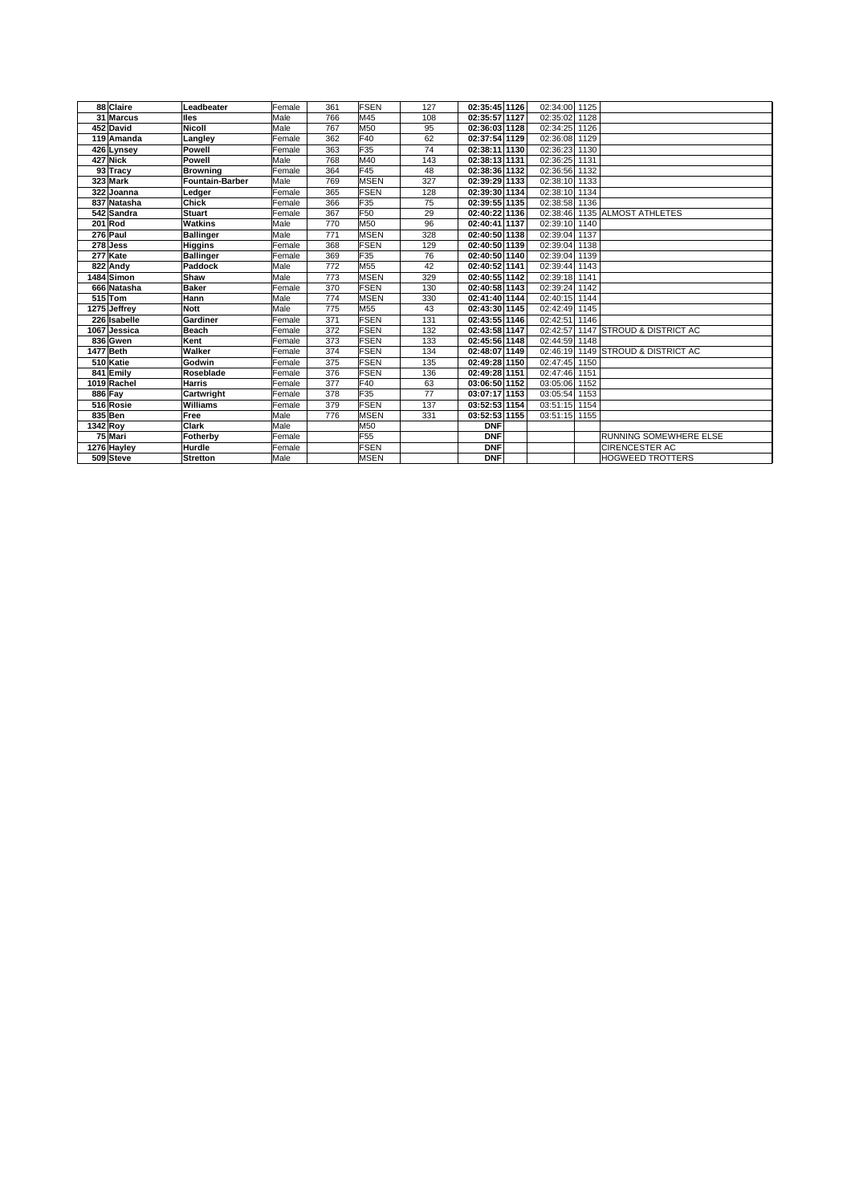| | | | | | | | | | | | |
|---|---|---|---|---|---|---|---|---|---|---|---|
| 88 | **Claire** | **Leadbeater** | Female | 361 | FSEN | 127 | **02:35:45** | **1126** | 02:34:00 | 1125 | |
| 31 | **Marcus** | **Iles** | Male | 766 | M45 | 108 | **02:35:57** | **1127** | 02:35:02 | 1128 | |
| 452 | **David** | **Nicoll** | Male | 767 | M50 | 95 | **02:36:03** | **1128** | 02:34:25 | 1126 | |
| 119 | **Amanda** | **Langley** | Female | 362 | F40 | 62 | **02:37:54** | **1129** | 02:36:08 | 1129 | |
| 426 | **Lynsey** | **Powell** | Female | 363 | F35 | 74 | **02:38:11** | **1130** | 02:36:23 | 1130 | |
| 427 | **Nick** | **Powell** | Male | 768 | M40 | 143 | **02:38:13** | **1131** | 02:36:25 | 1131 | |
| 93 | **Tracy** | **Browning** | Female | 364 | F45 | 48 | **02:38:36** | **1132** | 02:36:56 | 1132 | |
| 323 | **Mark** | **Fountain-Barber** | Male | 769 | MSEN | 327 | **02:39:29** | **1133** | 02:38:10 | 1133 | |
| 322 | **Joanna** | **Ledger** | Female | 365 | FSEN | 128 | **02:39:30** | **1134** | 02:38:10 | 1134 | |
| 837 | **Natasha** | **Chick** | Female | 366 | F35 | 75 | **02:39:55** | **1135** | 02:38:58 | 1136 | |
| 542 | **Sandra** | **Stuart** | Female | 367 | F50 | 29 | **02:40:22** | **1136** | 02:38:46 | 1135 | ALMOST ATHLETES |
| 201 | **Rod** | **Watkins** | Male | 770 | M50 | 96 | **02:40:41** | **1137** | 02:39:10 | 1140 | |
| 276 | **Paul** | **Ballinger** | Male | 771 | MSEN | 328 | **02:40:50** | **1138** | 02:39:04 | 1137 | |
| 278 | **Jess** | **Higgins** | Female | 368 | FSEN | 129 | **02:40:50** | **1139** | 02:39:04 | 1138 | |
| 277 | **Kate** | **Ballinger** | Female | 369 | F35 | 76 | **02:40:50** | **1140** | 02:39:04 | 1139 | |
| 822 | **Andy** | **Paddock** | Male | 772 | M55 | 42 | **02:40:52** | **1141** | 02:39:44 | 1143 | |
| 1484 | **Simon** | **Shaw** | Male | 773 | MSEN | 329 | **02:40:55** | **1142** | 02:39:18 | 1141 | |
| 666 | **Natasha** | **Baker** | Female | 370 | FSEN | 130 | **02:40:58** | **1143** | 02:39:24 | 1142 | |
| 515 | **Tom** | **Hann** | Male | 774 | MSEN | 330 | **02:41:40** | **1144** | 02:40:15 | 1144 | |
| 1275 | **Jeffrey** | **Nott** | Male | 775 | M55 | 43 | **02:43:30** | **1145** | 02:42:49 | 1145 | |
| 226 | **Isabelle** | **Gardiner** | Female | 371 | FSEN | 131 | **02:43:55** | **1146** | 02:42:51 | 1146 | |
| 1067 | **Jessica** | **Beach** | Female | 372 | FSEN | 132 | **02:43:58** | **1147** | 02:42:57 | 1147 | STROUD & DISTRICT AC |
| 836 | **Gwen** | **Kent** | Female | 373 | FSEN | 133 | **02:45:56** | **1148** | 02:44:59 | 1148 | |
| 1477 | **Beth** | **Walker** | Female | 374 | FSEN | 134 | **02:48:07** | **1149** | 02:46:19 | 1149 | STROUD & DISTRICT AC |
| 510 | **Katie** | **Godwin** | Female | 375 | FSEN | 135 | **02:49:28** | **1150** | 02:47:45 | 1150 | |
| 841 | **Emily** | **Roseblade** | Female | 376 | FSEN | 136 | **02:49:28** | **1151** | 02:47:46 | 1151 | |
| 1019 | **Rachel** | **Harris** | Female | 377 | F40 | 63 | **03:06:50** | **1152** | 03:05:06 | 1152 | |
| 886 | **Fay** | **Cartwright** | Female | 378 | F35 | 77 | **03:07:17** | **1153** | 03:05:54 | 1153 | |
| 516 | **Rosie** | **Williams** | Female | 379 | FSEN | 137 | **03:52:53** | **1154** | 03:51:15 | 1154 | |
| 835 | **Ben** | **Free** | Male | 776 | MSEN | 331 | **03:52:53** | **1155** | 03:51:15 | 1155 | |
| 1342 | **Roy** | **Clark** | Male | | M50 | | **DNF** | | | | |
| 75 | **Mari** | **Fotherby** | Female | | F55 | | **DNF** | | | | RUNNING SOMEWHERE ELSE |
| 1276 | **Hayley** | **Hurdle** | Female | | FSEN | | **DNF** | | | | CIRENCESTER AC |
| 509 | **Steve** | **Stretton** | Male | | MSEN | | **DNF** | | | | HOGWEED TROTTERS |